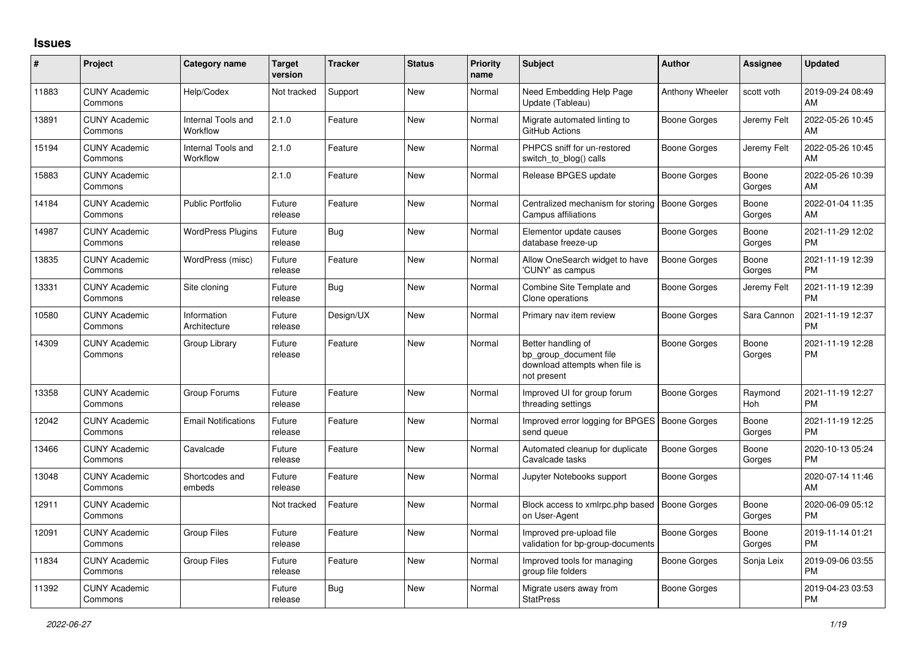# Issues

| # | Project | Category name | Target version | Tracker | Status | Priority name | Subject | Author | Assignee | Updated |
|---|---|---|---|---|---|---|---|---|---|---|
| 11883 | CUNY Academic Commons | Help/Codex | Not tracked | Support | New | Normal | Need Embedding Help Page Update (Tableau) | Anthony Wheeler | scott voth | 2019-09-24 08:49 AM |
| 13891 | CUNY Academic Commons | Internal Tools and Workflow | 2.1.0 | Feature | New | Normal | Migrate automated linting to GitHub Actions | Boone Gorges | Jeremy Felt | 2022-05-26 10:45 AM |
| 15194 | CUNY Academic Commons | Internal Tools and Workflow | 2.1.0 | Feature | New | Normal | PHPCS sniff for un-restored switch_to_blog() calls | Boone Gorges | Jeremy Felt | 2022-05-26 10:45 AM |
| 15883 | CUNY Academic Commons | | 2.1.0 | Feature | New | Normal | Release BPGES update | Boone Gorges | Boone Gorges | 2022-05-26 10:39 AM |
| 14184 | CUNY Academic Commons | Public Portfolio | Future release | Feature | New | Normal | Centralized mechanism for storing Campus affiliations | Boone Gorges | Boone Gorges | 2022-01-04 11:35 AM |
| 14987 | CUNY Academic Commons | WordPress Plugins | Future release | Bug | New | Normal | Elementor update causes database freeze-up | Boone Gorges | Boone Gorges | 2021-11-29 12:02 PM |
| 13835 | CUNY Academic Commons | WordPress (misc) | Future release | Feature | New | Normal | Allow OneSearch widget to have 'CUNY' as campus | Boone Gorges | Boone Gorges | 2021-11-19 12:39 PM |
| 13331 | CUNY Academic Commons | Site cloning | Future release | Bug | New | Normal | Combine Site Template and Clone operations | Boone Gorges | Jeremy Felt | 2021-11-19 12:39 PM |
| 10580 | CUNY Academic Commons | Information Architecture | Future release | Design/UX | New | Normal | Primary nav item review | Boone Gorges | Sara Cannon | 2021-11-19 12:37 PM |
| 14309 | CUNY Academic Commons | Group Library | Future release | Feature | New | Normal | Better handling of bp_group_document file download attempts when file is not present | Boone Gorges | Boone Gorges | 2021-11-19 12:28 PM |
| 13358 | CUNY Academic Commons | Group Forums | Future release | Feature | New | Normal | Improved UI for group forum threading settings | Boone Gorges | Raymond Hoh | 2021-11-19 12:27 PM |
| 12042 | CUNY Academic Commons | Email Notifications | Future release | Feature | New | Normal | Improved error logging for BPGES send queue | Boone Gorges | Boone Gorges | 2021-11-19 12:25 PM |
| 13466 | CUNY Academic Commons | Cavalcade | Future release | Feature | New | Normal | Automated cleanup for duplicate Cavalcade tasks | Boone Gorges | Boone Gorges | 2020-10-13 05:24 PM |
| 13048 | CUNY Academic Commons | Shortcodes and embeds | Future release | Feature | New | Normal | Jupyter Notebooks support | Boone Gorges | | 2020-07-14 11:46 AM |
| 12911 | CUNY Academic Commons | | Not tracked | Feature | New | Normal | Block access to xmlrpc.php based on User-Agent | Boone Gorges | Boone Gorges | 2020-06-09 05:12 PM |
| 12091 | CUNY Academic Commons | Group Files | Future release | Feature | New | Normal | Improved pre-upload file validation for bp-group-documents | Boone Gorges | Boone Gorges | 2019-11-14 01:21 PM |
| 11834 | CUNY Academic Commons | Group Files | Future release | Feature | New | Normal | Improved tools for managing group file folders | Boone Gorges | Sonja Leix | 2019-09-06 03:55 PM |
| 11392 | CUNY Academic Commons | | Future release | Bug | New | Normal | Migrate users away from StatPress | Boone Gorges | | 2019-04-23 03:53 PM |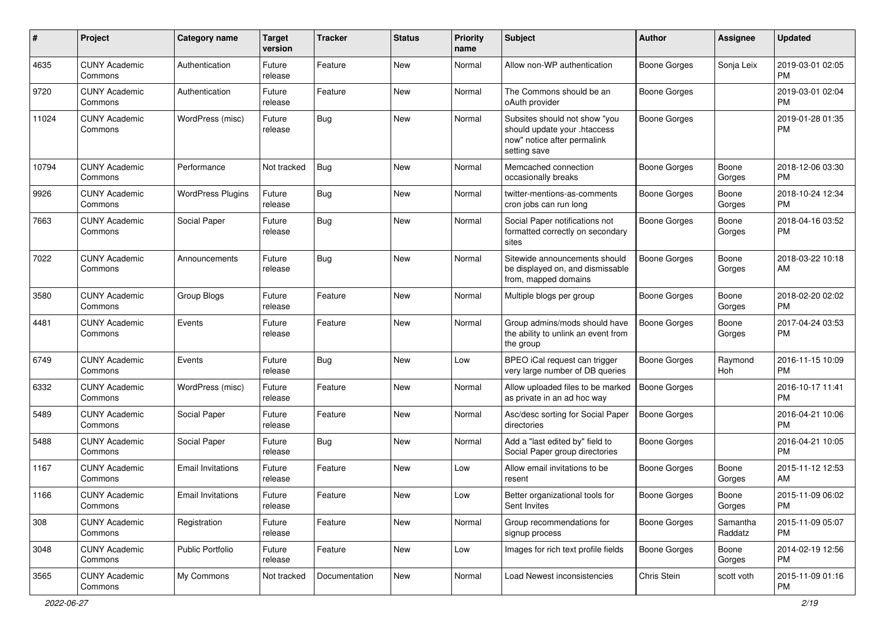| # | Project | Category name | Target version | Tracker | Status | Priority name | Subject | Author | Assignee | Updated |
|---|---|---|---|---|---|---|---|---|---|---|
| 4635 | CUNY Academic Commons | Authentication | Future release | Feature | New | Normal | Allow non-WP authentication | Boone Gorges | Sonja Leix | 2019-03-01 02:05 PM |
| 9720 | CUNY Academic Commons | Authentication | Future release | Feature | New | Normal | The Commons should be an oAuth provider | Boone Gorges | | 2019-03-01 02:04 PM |
| 11024 | CUNY Academic Commons | WordPress (misc) | Future release | Bug | New | Normal | Subsites should not show "you should update your .htaccess now" notice after permalink setting save | Boone Gorges | | 2019-01-28 01:35 PM |
| 10794 | CUNY Academic Commons | Performance | Not tracked | Bug | New | Normal | Memcached connection occasionally breaks | Boone Gorges | Boone Gorges | 2018-12-06 03:30 PM |
| 9926 | CUNY Academic Commons | WordPress Plugins | Future release | Bug | New | Normal | twitter-mentions-as-comments cron jobs can run long | Boone Gorges | Boone Gorges | 2018-10-24 12:34 PM |
| 7663 | CUNY Academic Commons | Social Paper | Future release | Bug | New | Normal | Social Paper notifications not formatted correctly on secondary sites | Boone Gorges | Boone Gorges | 2018-04-16 03:52 PM |
| 7022 | CUNY Academic Commons | Announcements | Future release | Bug | New | Normal | Sitewide announcements should be displayed on, and dismissable from, mapped domains | Boone Gorges | Boone Gorges | 2018-03-22 10:18 AM |
| 3580 | CUNY Academic Commons | Group Blogs | Future release | Feature | New | Normal | Multiple blogs per group | Boone Gorges | Boone Gorges | 2018-02-20 02:02 PM |
| 4481 | CUNY Academic Commons | Events | Future release | Feature | New | Normal | Group admins/mods should have the ability to unlink an event from the group | Boone Gorges | Boone Gorges | 2017-04-24 03:53 PM |
| 6749 | CUNY Academic Commons | Events | Future release | Bug | New | Low | BPEO iCal request can trigger very large number of DB queries | Boone Gorges | Raymond Hoh | 2016-11-15 10:09 PM |
| 6332 | CUNY Academic Commons | WordPress (misc) | Future release | Feature | New | Normal | Allow uploaded files to be marked as private in an ad hoc way | Boone Gorges | | 2016-10-17 11:41 PM |
| 5489 | CUNY Academic Commons | Social Paper | Future release | Feature | New | Normal | Asc/desc sorting for Social Paper directories | Boone Gorges | | 2016-04-21 10:06 PM |
| 5488 | CUNY Academic Commons | Social Paper | Future release | Bug | New | Normal | Add a "last edited by" field to Social Paper group directories | Boone Gorges | | 2016-04-21 10:05 PM |
| 1167 | CUNY Academic Commons | Email Invitations | Future release | Feature | New | Low | Allow email invitations to be resent | Boone Gorges | Boone Gorges | 2015-11-12 12:53 AM |
| 1166 | CUNY Academic Commons | Email Invitations | Future release | Feature | New | Low | Better organizational tools for Sent Invites | Boone Gorges | Boone Gorges | 2015-11-09 06:02 PM |
| 308 | CUNY Academic Commons | Registration | Future release | Feature | New | Normal | Group recommendations for signup process | Boone Gorges | Samantha Raddatz | 2015-11-09 05:07 PM |
| 3048 | CUNY Academic Commons | Public Portfolio | Future release | Feature | New | Low | Images for rich text profile fields | Boone Gorges | Boone Gorges | 2014-02-19 12:56 PM |
| 3565 | CUNY Academic Commons | My Commons | Not tracked | Documentation | New | Normal | Load Newest inconsistencies | Chris Stein | scott voth | 2015-11-09 01:16 PM |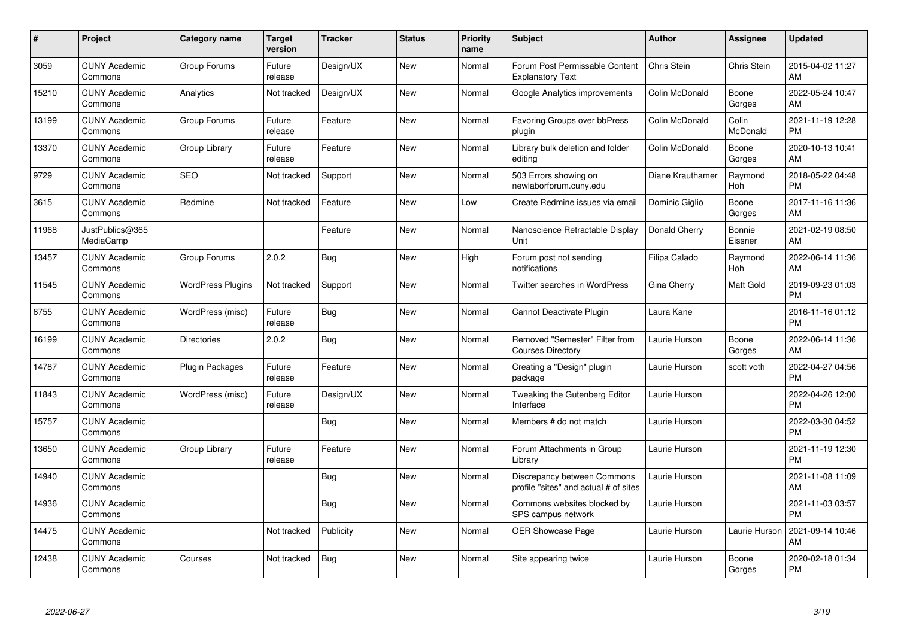| # | Project | Category name | Target version | Tracker | Status | Priority name | Subject | Author | Assignee | Updated |
|---|---|---|---|---|---|---|---|---|---|---|
| 3059 | CUNY Academic Commons | Group Forums | Future release | Design/UX | New | Normal | Forum Post Permissable Content Explanatory Text | Chris Stein | Chris Stein | 2015-04-02 11:27 AM |
| 15210 | CUNY Academic Commons | Analytics | Not tracked | Design/UX | New | Normal | Google Analytics improvements | Colin McDonald | Boone Gorges | 2022-05-24 10:47 AM |
| 13199 | CUNY Academic Commons | Group Forums | Future release | Feature | New | Normal | Favoring Groups over bbPress plugin | Colin McDonald | Colin McDonald | 2021-11-19 12:28 PM |
| 13370 | CUNY Academic Commons | Group Library | Future release | Feature | New | Normal | Library bulk deletion and folder editing | Colin McDonald | Boone Gorges | 2020-10-13 10:41 AM |
| 9729 | CUNY Academic Commons | SEO | Not tracked | Support | New | Normal | 503 Errors showing on newlaborforum.cuny.edu | Diane Krauthamer | Raymond Hoh | 2018-05-22 04:48 PM |
| 3615 | CUNY Academic Commons | Redmine | Not tracked | Feature | New | Low | Create Redmine issues via email | Dominic Giglio | Boone Gorges | 2017-11-16 11:36 AM |
| 11968 | JustPublics@365 MediaCamp | | | Feature | New | Normal | Nanoscience Retractable Display Unit | Donald Cherry | Bonnie Eissner | 2021-02-19 08:50 AM |
| 13457 | CUNY Academic Commons | Group Forums | 2.0.2 | Bug | New | High | Forum post not sending notifications | Filipa Calado | Raymond Hoh | 2022-06-14 11:36 AM |
| 11545 | CUNY Academic Commons | WordPress Plugins | Not tracked | Support | New | Normal | Twitter searches in WordPress | Gina Cherry | Matt Gold | 2019-09-23 01:03 PM |
| 6755 | CUNY Academic Commons | WordPress (misc) | Future release | Bug | New | Normal | Cannot Deactivate Plugin | Laura Kane | | 2016-11-16 01:12 PM |
| 16199 | CUNY Academic Commons | Directories | 2.0.2 | Bug | New | Normal | Removed "Semester" Filter from Courses Directory | Laurie Hurson | Boone Gorges | 2022-06-14 11:36 AM |
| 14787 | CUNY Academic Commons | Plugin Packages | Future release | Feature | New | Normal | Creating a "Design" plugin package | Laurie Hurson | scott voth | 2022-04-27 04:56 PM |
| 11843 | CUNY Academic Commons | WordPress (misc) | Future release | Design/UX | New | Normal | Tweaking the Gutenberg Editor Interface | Laurie Hurson | | 2022-04-26 12:00 PM |
| 15757 | CUNY Academic Commons | | | Bug | New | Normal | Members # do not match | Laurie Hurson | | 2022-03-30 04:52 PM |
| 13650 | CUNY Academic Commons | Group Library | Future release | Feature | New | Normal | Forum Attachments in Group Library | Laurie Hurson | | 2021-11-19 12:30 PM |
| 14940 | CUNY Academic Commons | | | Bug | New | Normal | Discrepancy between Commons profile "sites" and actual # of sites | Laurie Hurson | | 2021-11-08 11:09 AM |
| 14936 | CUNY Academic Commons | | | Bug | New | Normal | Commons websites blocked by SPS campus network | Laurie Hurson | | 2021-11-03 03:57 PM |
| 14475 | CUNY Academic Commons | | Not tracked | Publicity | New | Normal | OER Showcase Page | Laurie Hurson | Laurie Hurson | 2021-09-14 10:46 AM |
| 12438 | CUNY Academic Commons | Courses | Not tracked | Bug | New | Normal | Site appearing twice | Laurie Hurson | Boone Gorges | 2020-02-18 01:34 PM |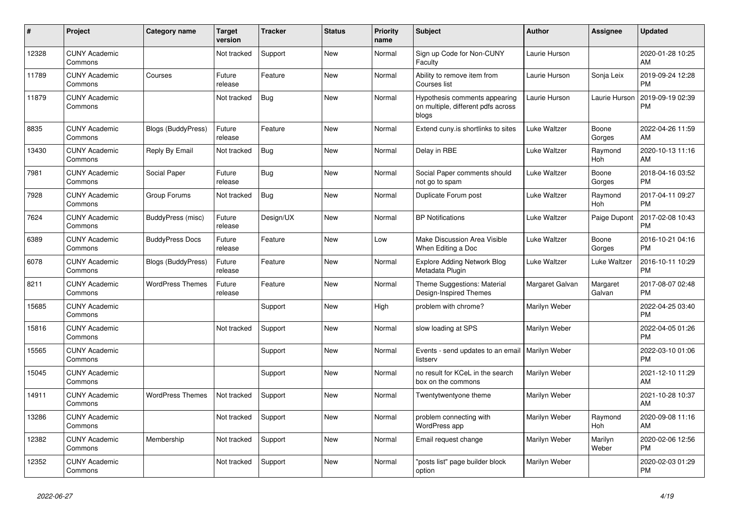| # | Project | Category name | Target version | Tracker | Status | Priority name | Subject | Author | Assignee | Updated |
|---|---|---|---|---|---|---|---|---|---|---|
| 12328 | CUNY Academic Commons | | Not tracked | Support | New | Normal | Sign up Code for Non-CUNY Faculty | Laurie Hurson | | 2020-01-28 10:25 AM |
| 11789 | CUNY Academic Commons | Courses | Future release | Feature | New | Normal | Ability to remove item from Courses list | Laurie Hurson | Sonja Leix | 2019-09-24 12:28 PM |
| 11879 | CUNY Academic Commons | | Not tracked | Bug | New | Normal | Hypothesis comments appearing on multiple, different pdfs across blogs | Laurie Hurson | Laurie Hurson | 2019-09-19 02:39 PM |
| 8835 | CUNY Academic Commons | Blogs (BuddyPress) | Future release | Feature | New | Normal | Extend cuny.is shortlinks to sites | Luke Waltzer | Boone Gorges | 2022-04-26 11:59 AM |
| 13430 | CUNY Academic Commons | Reply By Email | Not tracked | Bug | New | Normal | Delay in RBE | Luke Waltzer | Raymond Hoh | 2020-10-13 11:16 AM |
| 7981 | CUNY Academic Commons | Social Paper | Future release | Bug | New | Normal | Social Paper comments should not go to spam | Luke Waltzer | Boone Gorges | 2018-04-16 03:52 PM |
| 7928 | CUNY Academic Commons | Group Forums | Not tracked | Bug | New | Normal | Duplicate Forum post | Luke Waltzer | Raymond Hoh | 2017-04-11 09:27 PM |
| 7624 | CUNY Academic Commons | BuddyPress (misc) | Future release | Design/UX | New | Normal | BP Notifications | Luke Waltzer | Paige Dupont | 2017-02-08 10:43 PM |
| 6389 | CUNY Academic Commons | BuddyPress Docs | Future release | Feature | New | Low | Make Discussion Area Visible When Editing a Doc | Luke Waltzer | Boone Gorges | 2016-10-21 04:16 PM |
| 6078 | CUNY Academic Commons | Blogs (BuddyPress) | Future release | Feature | New | Normal | Explore Adding Network Blog Metadata Plugin | Luke Waltzer | Luke Waltzer | 2016-10-11 10:29 PM |
| 8211 | CUNY Academic Commons | WordPress Themes | Future release | Feature | New | Normal | Theme Suggestions: Material Design-Inspired Themes | Margaret Galvan | Margaret Galvan | 2017-08-07 02:48 PM |
| 15685 | CUNY Academic Commons | | | Support | New | High | problem with chrome? | Marilyn Weber | | 2022-04-25 03:40 PM |
| 15816 | CUNY Academic Commons | | Not tracked | Support | New | Normal | slow loading at SPS | Marilyn Weber | | 2022-04-05 01:26 PM |
| 15565 | CUNY Academic Commons | | | Support | New | Normal | Events - send updates to an email listserv | Marilyn Weber | | 2022-03-10 01:06 PM |
| 15045 | CUNY Academic Commons | | | Support | New | Normal | no result for KCeL in the search box on the commons | Marilyn Weber | | 2021-12-10 11:29 AM |
| 14911 | CUNY Academic Commons | WordPress Themes | Not tracked | Support | New | Normal | Twentytwentyone theme | Marilyn Weber | | 2021-10-28 10:37 AM |
| 13286 | CUNY Academic Commons | | Not tracked | Support | New | Normal | problem connecting with WordPress app | Marilyn Weber | Raymond Hoh | 2020-09-08 11:16 AM |
| 12382 | CUNY Academic Commons | Membership | Not tracked | Support | New | Normal | Email request change | Marilyn Weber | Marilyn Weber | 2020-02-06 12:56 PM |
| 12352 | CUNY Academic Commons | | Not tracked | Support | New | Normal | "posts list" page builder block option | Marilyn Weber | | 2020-02-03 01:29 PM |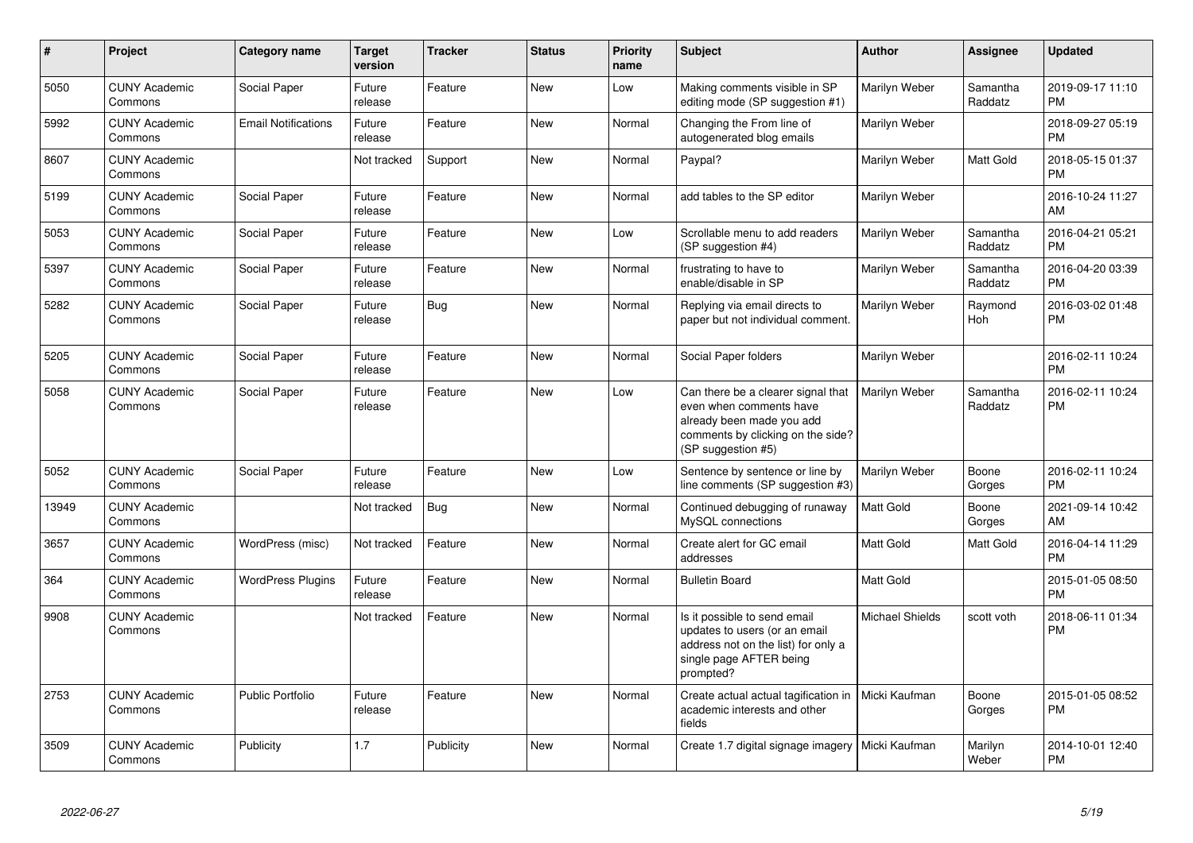| # | Project | Category name | Target version | Tracker | Status | Priority name | Subject | Author | Assignee | Updated |
|---|---|---|---|---|---|---|---|---|---|---|
| 5050 | CUNY Academic Commons | Social Paper | Future release | Feature | New | Low | Making comments visible in SP editing mode (SP suggestion #1) | Marilyn Weber | Samantha Raddatz | 2019-09-17 11:10 PM |
| 5992 | CUNY Academic Commons | Email Notifications | Future release | Feature | New | Normal | Changing the From line of autogenerated blog emails | Marilyn Weber | | 2018-09-27 05:19 PM |
| 8607 | CUNY Academic Commons | | Not tracked | Support | New | Normal | Paypal? | Marilyn Weber | Matt Gold | 2018-05-15 01:37 PM |
| 5199 | CUNY Academic Commons | Social Paper | Future release | Feature | New | Normal | add tables to the SP editor | Marilyn Weber | | 2016-10-24 11:27 AM |
| 5053 | CUNY Academic Commons | Social Paper | Future release | Feature | New | Low | Scrollable menu to add readers (SP suggestion #4) | Marilyn Weber | Samantha Raddatz | 2016-04-21 05:21 PM |
| 5397 | CUNY Academic Commons | Social Paper | Future release | Feature | New | Normal | frustrating to have to enable/disable in SP | Marilyn Weber | Samantha Raddatz | 2016-04-20 03:39 PM |
| 5282 | CUNY Academic Commons | Social Paper | Future release | Bug | New | Normal | Replying via email directs to paper but not individual comment. | Marilyn Weber | Raymond Hoh | 2016-03-02 01:48 PM |
| 5205 | CUNY Academic Commons | Social Paper | Future release | Feature | New | Normal | Social Paper folders | Marilyn Weber | | 2016-02-11 10:24 PM |
| 5058 | CUNY Academic Commons | Social Paper | Future release | Feature | New | Low | Can there be a clearer signal that even when comments have already been made you add comments by clicking on the side? (SP suggestion #5) | Marilyn Weber | Samantha Raddatz | 2016-02-11 10:24 PM |
| 5052 | CUNY Academic Commons | Social Paper | Future release | Feature | New | Low | Sentence by sentence or line by line comments (SP suggestion #3) | Marilyn Weber | Boone Gorges | 2016-02-11 10:24 PM |
| 13949 | CUNY Academic Commons | | Not tracked | Bug | New | Normal | Continued debugging of runaway MySQL connections | Matt Gold | Boone Gorges | 2021-09-14 10:42 AM |
| 3657 | CUNY Academic Commons | WordPress (misc) | Not tracked | Feature | New | Normal | Create alert for GC email addresses | Matt Gold | Matt Gold | 2016-04-14 11:29 PM |
| 364 | CUNY Academic Commons | WordPress Plugins | Future release | Feature | New | Normal | Bulletin Board | Matt Gold | | 2015-01-05 08:50 PM |
| 9908 | CUNY Academic Commons | | Not tracked | Feature | New | Normal | Is it possible to send email updates to users (or an email address not on the list) for only a single page AFTER being prompted? | Michael Shields | scott voth | 2018-06-11 01:34 PM |
| 2753 | CUNY Academic Commons | Public Portfolio | Future release | Feature | New | Normal | Create actual actual tagification in academic interests and other fields | Micki Kaufman | Boone Gorges | 2015-01-05 08:52 PM |
| 3509 | CUNY Academic Commons | Publicity | 1.7 | Publicity | New | Normal | Create 1.7 digital signage imagery | Micki Kaufman | Marilyn Weber | 2014-10-01 12:40 PM |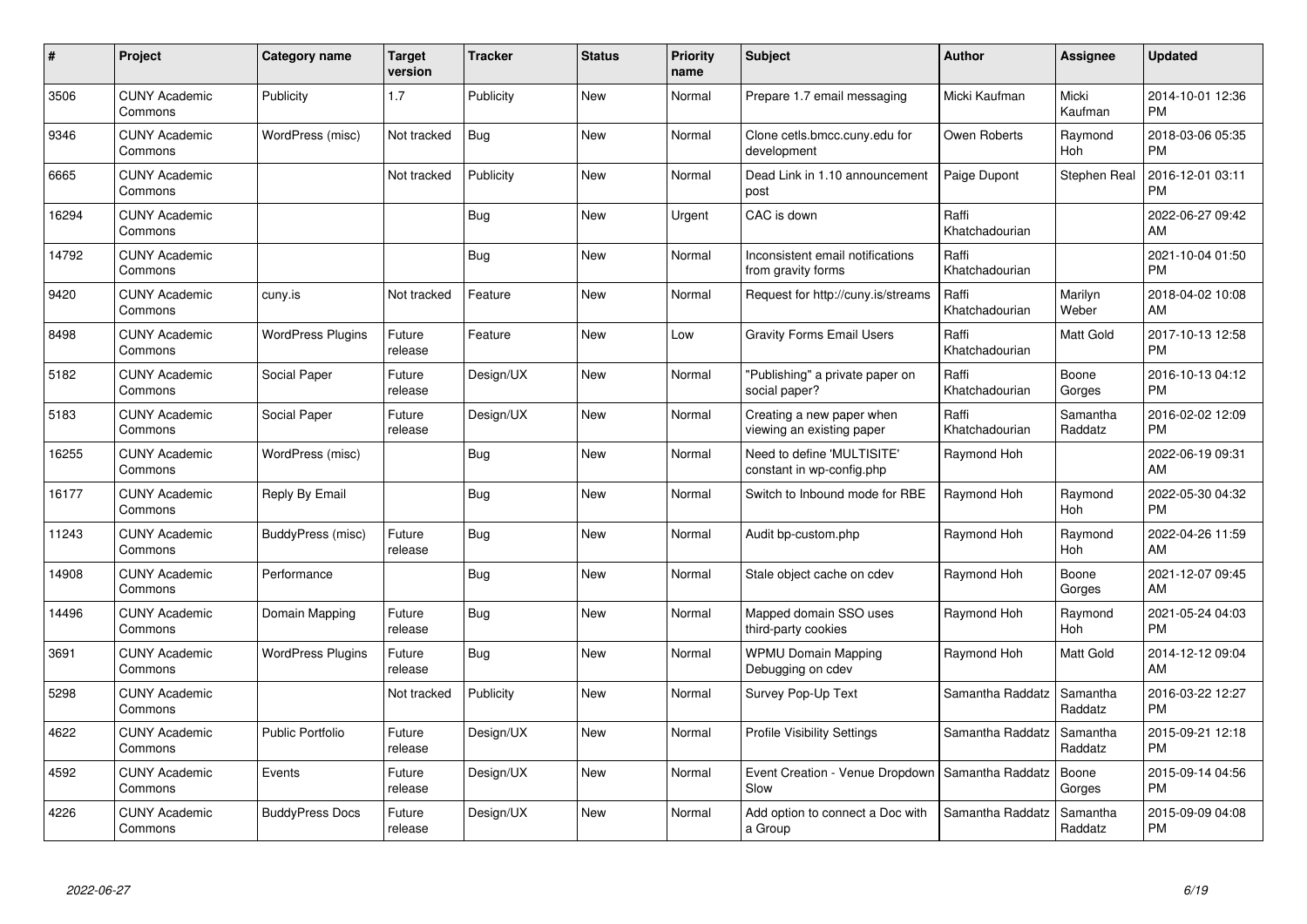| # | Project | Category name | Target version | Tracker | Status | Priority name | Subject | Author | Assignee | Updated |
|---|---|---|---|---|---|---|---|---|---|---|
| 3506 | CUNY Academic Commons | Publicity | 1.7 | Publicity | New | Normal | Prepare 1.7 email messaging | Micki Kaufman | Micki Kaufman | 2014-10-01 12:36 PM |
| 9346 | CUNY Academic Commons | WordPress (misc) | Not tracked | Bug | New | Normal | Clone cetls.bmcc.cuny.edu for development | Owen Roberts | Raymond Hoh | 2018-03-06 05:35 PM |
| 6665 | CUNY Academic Commons | | Not tracked | Publicity | New | Normal | Dead Link in 1.10 announcement post | Paige Dupont | Stephen Real | 2016-12-01 03:11 PM |
| 16294 | CUNY Academic Commons | | | Bug | New | Urgent | CAC is down | Raffi Khatchadourian | | 2022-06-27 09:42 AM |
| 14792 | CUNY Academic Commons | | | Bug | New | Normal | Inconsistent email notifications from gravity forms | Raffi Khatchadourian | | 2021-10-04 01:50 PM |
| 9420 | CUNY Academic Commons | cuny.is | Not tracked | Feature | New | Normal | Request for http://cuny.is/streams | Raffi Khatchadourian | Marilyn Weber | 2018-04-02 10:08 AM |
| 8498 | CUNY Academic Commons | WordPress Plugins | Future release | Feature | New | Low | Gravity Forms Email Users | Raffi Khatchadourian | Matt Gold | 2017-10-13 12:58 PM |
| 5182 | CUNY Academic Commons | Social Paper | Future release | Design/UX | New | Normal | "Publishing" a private paper on social paper? | Raffi Khatchadourian | Boone Gorges | 2016-10-13 04:12 PM |
| 5183 | CUNY Academic Commons | Social Paper | Future release | Design/UX | New | Normal | Creating a new paper when viewing an existing paper | Raffi Khatchadourian | Samantha Raddatz | 2016-02-02 12:09 PM |
| 16255 | CUNY Academic Commons | WordPress (misc) | | Bug | New | Normal | Need to define 'MULTISITE' constant in wp-config.php | Raymond Hoh | | 2022-06-19 09:31 AM |
| 16177 | CUNY Academic Commons | Reply By Email | | Bug | New | Normal | Switch to Inbound mode for RBE | Raymond Hoh | Raymond Hoh | 2022-05-30 04:32 PM |
| 11243 | CUNY Academic Commons | BuddyPress (misc) | Future release | Bug | New | Normal | Audit bp-custom.php | Raymond Hoh | Raymond Hoh | 2022-04-26 11:59 AM |
| 14908 | CUNY Academic Commons | Performance | | Bug | New | Normal | Stale object cache on cdev | Raymond Hoh | Boone Gorges | 2021-12-07 09:45 AM |
| 14496 | CUNY Academic Commons | Domain Mapping | Future release | Bug | New | Normal | Mapped domain SSO uses third-party cookies | Raymond Hoh | Raymond Hoh | 2021-05-24 04:03 PM |
| 3691 | CUNY Academic Commons | WordPress Plugins | Future release | Bug | New | Normal | WPMU Domain Mapping Debugging on cdev | Raymond Hoh | Matt Gold | 2014-12-12 09:04 AM |
| 5298 | CUNY Academic Commons | | Not tracked | Publicity | New | Normal | Survey Pop-Up Text | Samantha Raddatz | Samantha Raddatz | 2016-03-22 12:27 PM |
| 4622 | CUNY Academic Commons | Public Portfolio | Future release | Design/UX | New | Normal | Profile Visibility Settings | Samantha Raddatz | Samantha Raddatz | 2015-09-21 12:18 PM |
| 4592 | CUNY Academic Commons | Events | Future release | Design/UX | New | Normal | Event Creation - Venue Dropdown Slow | Samantha Raddatz | Boone Gorges | 2015-09-14 04:56 PM |
| 4226 | CUNY Academic Commons | BuddyPress Docs | Future release | Design/UX | New | Normal | Add option to connect a Doc with a Group | Samantha Raddatz | Samantha Raddatz | 2015-09-09 04:08 PM |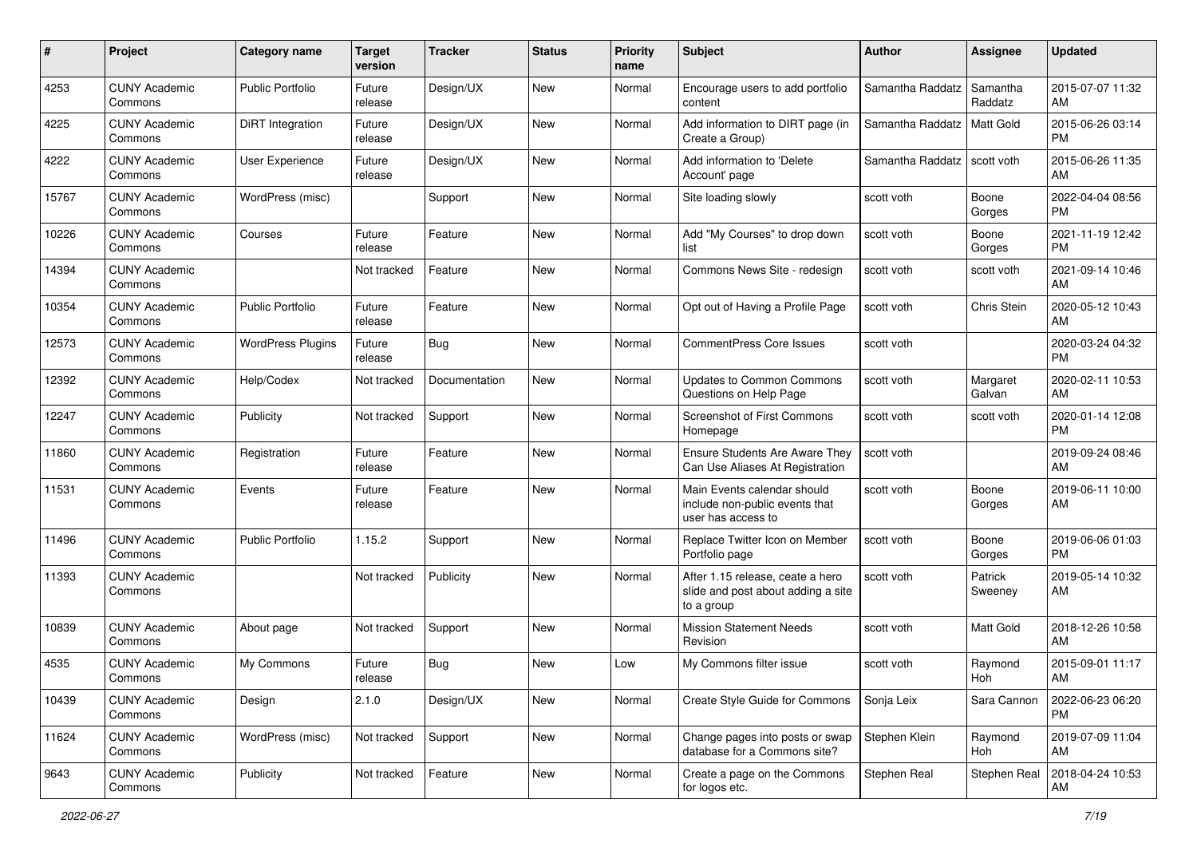| # | Project | Category name | Target version | Tracker | Status | Priority name | Subject | Author | Assignee | Updated |
|---|---|---|---|---|---|---|---|---|---|---|
| 4253 | CUNY Academic Commons | Public Portfolio | Future release | Design/UX | New | Normal | Encourage users to add portfolio content | Samantha Raddatz | Samantha Raddatz | 2015-07-07 11:32 AM |
| 4225 | CUNY Academic Commons | DiRT Integration | Future release | Design/UX | New | Normal | Add information to DIRT page (in Create a Group) | Samantha Raddatz | Matt Gold | 2015-06-26 03:14 PM |
| 4222 | CUNY Academic Commons | User Experience | Future release | Design/UX | New | Normal | Add information to 'Delete Account' page | Samantha Raddatz | scott voth | 2015-06-26 11:35 AM |
| 15767 | CUNY Academic Commons | WordPress (misc) | | Support | New | Normal | Site loading slowly | scott voth | Boone Gorges | 2022-04-04 08:56 PM |
| 10226 | CUNY Academic Commons | Courses | Future release | Feature | New | Normal | Add "My Courses" to drop down list | scott voth | Boone Gorges | 2021-11-19 12:42 PM |
| 14394 | CUNY Academic Commons | | Not tracked | Feature | New | Normal | Commons News Site - redesign | scott voth | scott voth | 2021-09-14 10:46 AM |
| 10354 | CUNY Academic Commons | Public Portfolio | Future release | Feature | New | Normal | Opt out of Having a Profile Page | scott voth | Chris Stein | 2020-05-12 10:43 AM |
| 12573 | CUNY Academic Commons | WordPress Plugins | Future release | Bug | New | Normal | CommentPress Core Issues | scott voth | | 2020-03-24 04:32 PM |
| 12392 | CUNY Academic Commons | Help/Codex | Not tracked | Documentation | New | Normal | Updates to Common Commons Questions on Help Page | scott voth | Margaret Galvan | 2020-02-11 10:53 AM |
| 12247 | CUNY Academic Commons | Publicity | Not tracked | Support | New | Normal | Screenshot of First Commons Homepage | scott voth | scott voth | 2020-01-14 12:08 PM |
| 11860 | CUNY Academic Commons | Registration | Future release | Feature | New | Normal | Ensure Students Are Aware They Can Use Aliases At Registration | scott voth | | 2019-09-24 08:46 AM |
| 11531 | CUNY Academic Commons | Events | Future release | Feature | New | Normal | Main Events calendar should include non-public events that user has access to | scott voth | Boone Gorges | 2019-06-11 10:00 AM |
| 11496 | CUNY Academic Commons | Public Portfolio | 1.15.2 | Support | New | Normal | Replace Twitter Icon on Member Portfolio page | scott voth | Boone Gorges | 2019-06-06 01:03 PM |
| 11393 | CUNY Academic Commons | | Not tracked | Publicity | New | Normal | After 1.15 release, ceate a hero slide and post about adding a site to a group | scott voth | Patrick Sweeney | 2019-05-14 10:32 AM |
| 10839 | CUNY Academic Commons | About page | Not tracked | Support | New | Normal | Mission Statement Needs Revision | scott voth | Matt Gold | 2018-12-26 10:58 AM |
| 4535 | CUNY Academic Commons | My Commons | Future release | Bug | New | Low | My Commons filter issue | scott voth | Raymond Hoh | 2015-09-01 11:17 AM |
| 10439 | CUNY Academic Commons | Design | 2.1.0 | Design/UX | New | Normal | Create Style Guide for Commons | Sonja Leix | Sara Cannon | 2022-06-23 06:20 PM |
| 11624 | CUNY Academic Commons | WordPress (misc) | Not tracked | Support | New | Normal | Change pages into posts or swap database for a Commons site? | Stephen Klein | Raymond Hoh | 2019-07-09 11:04 AM |
| 9643 | CUNY Academic Commons | Publicity | Not tracked | Feature | New | Normal | Create a page on the Commons for logos etc. | Stephen Real | Stephen Real | 2018-04-24 10:53 AM |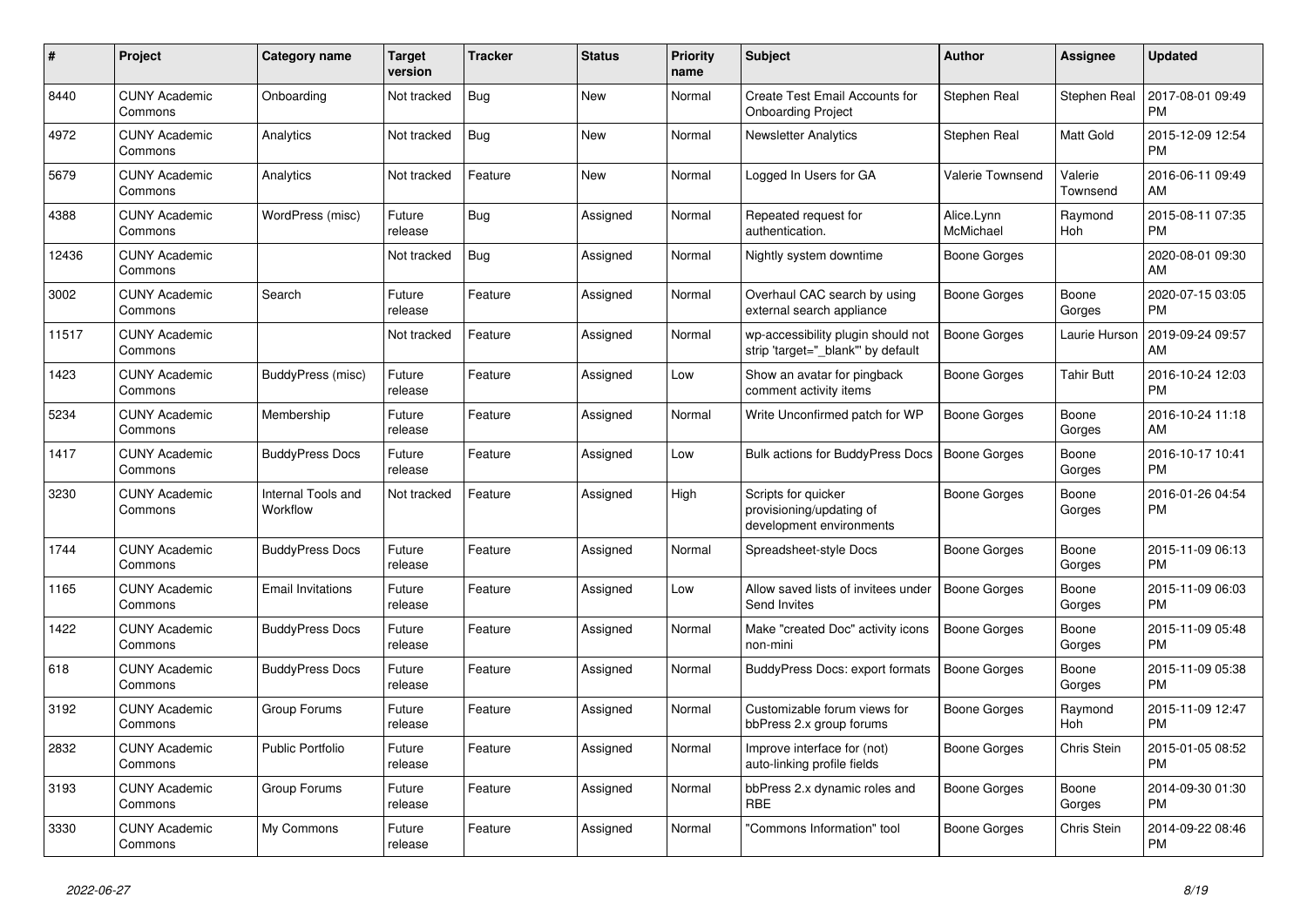| # | Project | Category name | Target version | Tracker | Status | Priority name | Subject | Author | Assignee | Updated |
|---|---|---|---|---|---|---|---|---|---|---|
| 8440 | CUNY Academic Commons | Onboarding | Not tracked | Bug | New | Normal | Create Test Email Accounts for Onboarding Project | Stephen Real | Stephen Real | 2017-08-01 09:49 PM |
| 4972 | CUNY Academic Commons | Analytics | Not tracked | Bug | New | Normal | Newsletter Analytics | Stephen Real | Matt Gold | 2015-12-09 12:54 PM |
| 5679 | CUNY Academic Commons | Analytics | Not tracked | Feature | New | Normal | Logged In Users for GA | Valerie Townsend | Valerie Townsend | 2016-06-11 09:49 AM |
| 4388 | CUNY Academic Commons | WordPress (misc) | Future release | Bug | Assigned | Normal | Repeated request for authentication. | Alice.Lynn McMichael | Raymond Hoh | 2015-08-11 07:35 PM |
| 12436 | CUNY Academic Commons | | Not tracked | Bug | Assigned | Normal | Nightly system downtime | Boone Gorges | | 2020-08-01 09:30 AM |
| 3002 | CUNY Academic Commons | Search | Future release | Feature | Assigned | Normal | Overhaul CAC search by using external search appliance | Boone Gorges | Boone Gorges | 2020-07-15 03:05 PM |
| 11517 | CUNY Academic Commons | | Not tracked | Feature | Assigned | Normal | wp-accessibility plugin should not strip 'target="_blank"' by default | Boone Gorges | Laurie Hurson | 2019-09-24 09:57 AM |
| 1423 | CUNY Academic Commons | BuddyPress (misc) | Future release | Feature | Assigned | Low | Show an avatar for pingback comment activity items | Boone Gorges | Tahir Butt | 2016-10-24 12:03 PM |
| 5234 | CUNY Academic Commons | Membership | Future release | Feature | Assigned | Normal | Write Unconfirmed patch for WP | Boone Gorges | Boone Gorges | 2016-10-24 11:18 AM |
| 1417 | CUNY Academic Commons | BuddyPress Docs | Future release | Feature | Assigned | Low | Bulk actions for BuddyPress Docs | Boone Gorges | Boone Gorges | 2016-10-17 10:41 PM |
| 3230 | CUNY Academic Commons | Internal Tools and Workflow | Not tracked | Feature | Assigned | High | Scripts for quicker provisioning/updating of development environments | Boone Gorges | Boone Gorges | 2016-01-26 04:54 PM |
| 1744 | CUNY Academic Commons | BuddyPress Docs | Future release | Feature | Assigned | Normal | Spreadsheet-style Docs | Boone Gorges | Boone Gorges | 2015-11-09 06:13 PM |
| 1165 | CUNY Academic Commons | Email Invitations | Future release | Feature | Assigned | Low | Allow saved lists of invitees under Send Invites | Boone Gorges | Boone Gorges | 2015-11-09 06:03 PM |
| 1422 | CUNY Academic Commons | BuddyPress Docs | Future release | Feature | Assigned | Normal | Make "created Doc" activity icons non-mini | Boone Gorges | Boone Gorges | 2015-11-09 05:48 PM |
| 618 | CUNY Academic Commons | BuddyPress Docs | Future release | Feature | Assigned | Normal | BuddyPress Docs: export formats | Boone Gorges | Boone Gorges | 2015-11-09 05:38 PM |
| 3192 | CUNY Academic Commons | Group Forums | Future release | Feature | Assigned | Normal | Customizable forum views for bbPress 2.x group forums | Boone Gorges | Raymond Hoh | 2015-11-09 12:47 PM |
| 2832 | CUNY Academic Commons | Public Portfolio | Future release | Feature | Assigned | Normal | Improve interface for (not) auto-linking profile fields | Boone Gorges | Chris Stein | 2015-01-05 08:52 PM |
| 3193 | CUNY Academic Commons | Group Forums | Future release | Feature | Assigned | Normal | bbPress 2.x dynamic roles and RBE | Boone Gorges | Boone Gorges | 2014-09-30 01:30 PM |
| 3330 | CUNY Academic Commons | My Commons | Future release | Feature | Assigned | Normal | "Commons Information" tool | Boone Gorges | Chris Stein | 2014-09-22 08:46 PM |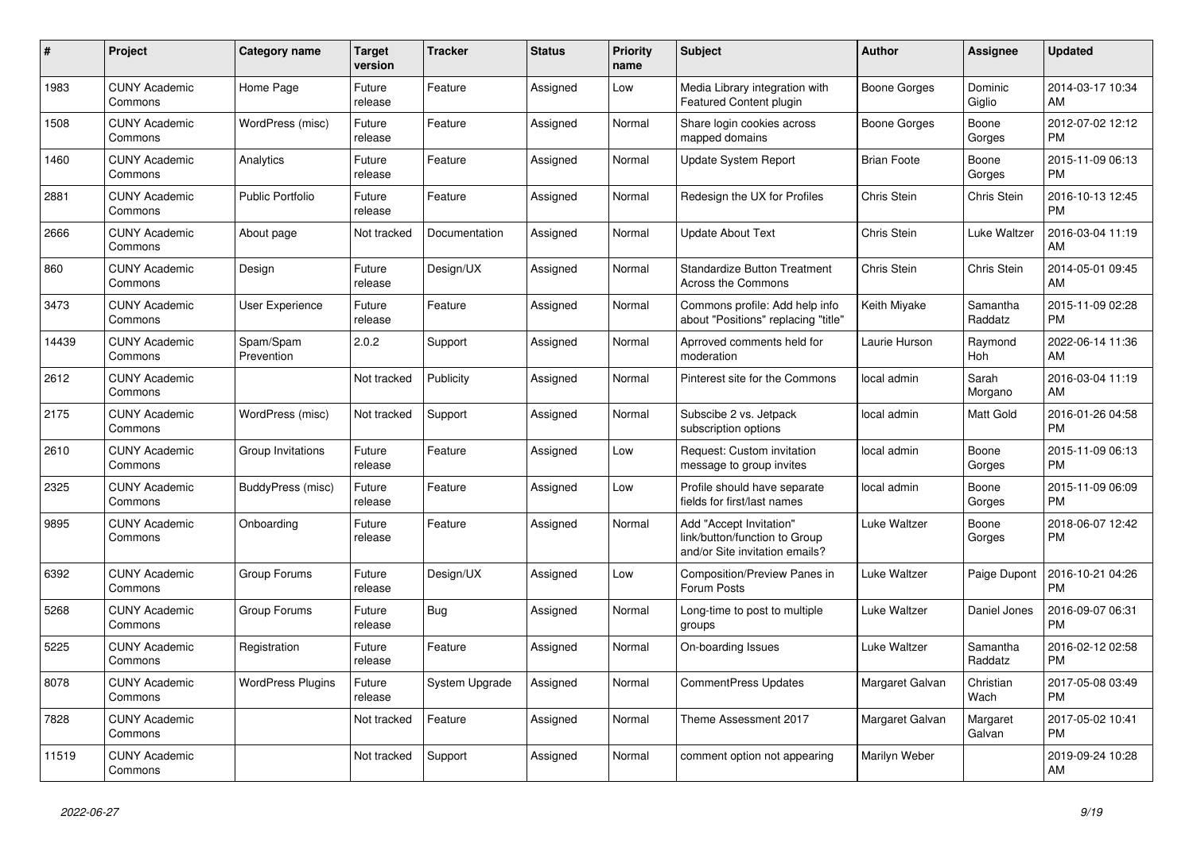| # | Project | Category name | Target version | Tracker | Status | Priority name | Subject | Author | Assignee | Updated |
|---|---|---|---|---|---|---|---|---|---|---|
| 1983 | CUNY Academic Commons | Home Page | Future release | Feature | Assigned | Low | Media Library integration with Featured Content plugin | Boone Gorges | Dominic Giglio | 2014-03-17 10:34 AM |
| 1508 | CUNY Academic Commons | WordPress (misc) | Future release | Feature | Assigned | Normal | Share login cookies across mapped domains | Boone Gorges | Boone Gorges | 2012-07-02 12:12 PM |
| 1460 | CUNY Academic Commons | Analytics | Future release | Feature | Assigned | Normal | Update System Report | Brian Foote | Boone Gorges | 2015-11-09 06:13 PM |
| 2881 | CUNY Academic Commons | Public Portfolio | Future release | Feature | Assigned | Normal | Redesign the UX for Profiles | Chris Stein | Chris Stein | 2016-10-13 12:45 PM |
| 2666 | CUNY Academic Commons | About page | Not tracked | Documentation | Assigned | Normal | Update About Text | Chris Stein | Luke Waltzer | 2016-03-04 11:19 AM |
| 860 | CUNY Academic Commons | Design | Future release | Design/UX | Assigned | Normal | Standardize Button Treatment Across the Commons | Chris Stein | Chris Stein | 2014-05-01 09:45 AM |
| 3473 | CUNY Academic Commons | User Experience | Future release | Feature | Assigned | Normal | Commons profile: Add help info about "Positions" replacing "title" | Keith Miyake | Samantha Raddatz | 2015-11-09 02:28 PM |
| 14439 | CUNY Academic Commons | Spam/Spam Prevention | 2.0.2 | Support | Assigned | Normal | Aprroved comments held for moderation | Laurie Hurson | Raymond Hoh | 2022-06-14 11:36 AM |
| 2612 | CUNY Academic Commons | | Not tracked | Publicity | Assigned | Normal | Pinterest site for the Commons | local admin | Sarah Morgano | 2016-03-04 11:19 AM |
| 2175 | CUNY Academic Commons | WordPress (misc) | Not tracked | Support | Assigned | Normal | Subscibe 2 vs. Jetpack subscription options | local admin | Matt Gold | 2016-01-26 04:58 PM |
| 2610 | CUNY Academic Commons | Group Invitations | Future release | Feature | Assigned | Low | Request: Custom invitation message to group invites | local admin | Boone Gorges | 2015-11-09 06:13 PM |
| 2325 | CUNY Academic Commons | BuddyPress (misc) | Future release | Feature | Assigned | Low | Profile should have separate fields for first/last names | local admin | Boone Gorges | 2015-11-09 06:09 PM |
| 9895 | CUNY Academic Commons | Onboarding | Future release | Feature | Assigned | Normal | Add "Accept Invitation" link/button/function to Group and/or Site invitation emails? | Luke Waltzer | Boone Gorges | 2018-06-07 12:42 PM |
| 6392 | CUNY Academic Commons | Group Forums | Future release | Design/UX | Assigned | Low | Composition/Preview Panes in Forum Posts | Luke Waltzer | Paige Dupont | 2016-10-21 04:26 PM |
| 5268 | CUNY Academic Commons | Group Forums | Future release | Bug | Assigned | Normal | Long-time to post to multiple groups | Luke Waltzer | Daniel Jones | 2016-09-07 06:31 PM |
| 5225 | CUNY Academic Commons | Registration | Future release | Feature | Assigned | Normal | On-boarding Issues | Luke Waltzer | Samantha Raddatz | 2016-02-12 02:58 PM |
| 8078 | CUNY Academic Commons | WordPress Plugins | Future release | System Upgrade | Assigned | Normal | CommentPress Updates | Margaret Galvan | Christian Wach | 2017-05-08 03:49 PM |
| 7828 | CUNY Academic Commons | | Not tracked | Feature | Assigned | Normal | Theme Assessment 2017 | Margaret Galvan | Margaret Galvan | 2017-05-02 10:41 PM |
| 11519 | CUNY Academic Commons | | Not tracked | Support | Assigned | Normal | comment option not appearing | Marilyn Weber | | 2019-09-24 10:28 AM |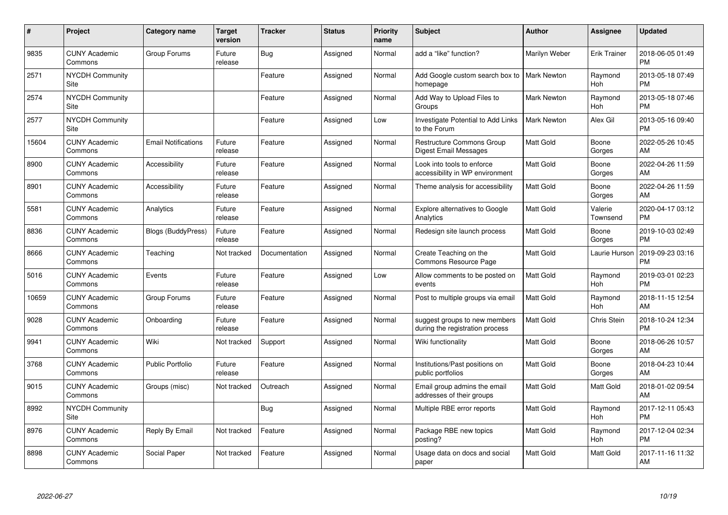| # | Project | Category name | Target version | Tracker | Status | Priority name | Subject | Author | Assignee | Updated |
|---|---|---|---|---|---|---|---|---|---|---|
| 9835 | CUNY Academic Commons | Group Forums | Future release | Bug | Assigned | Normal | add a "like" function? | Marilyn Weber | Erik Trainer | 2018-06-05 01:49 PM |
| 2571 | NYCDH Community Site | | | Feature | Assigned | Normal | Add Google custom search box to homepage | Mark Newton | Raymond Hoh | 2013-05-18 07:49 PM |
| 2574 | NYCDH Community Site | | | Feature | Assigned | Normal | Add Way to Upload Files to Groups | Mark Newton | Raymond Hoh | 2013-05-18 07:46 PM |
| 2577 | NYCDH Community Site | | | Feature | Assigned | Low | Investigate Potential to Add Links to the Forum | Mark Newton | Alex Gil | 2013-05-16 09:40 PM |
| 15604 | CUNY Academic Commons | Email Notifications | Future release | Feature | Assigned | Normal | Restructure Commons Group Digest Email Messages | Matt Gold | Boone Gorges | 2022-05-26 10:45 AM |
| 8900 | CUNY Academic Commons | Accessibility | Future release | Feature | Assigned | Normal | Look into tools to enforce accessibility in WP environment | Matt Gold | Boone Gorges | 2022-04-26 11:59 AM |
| 8901 | CUNY Academic Commons | Accessibility | Future release | Feature | Assigned | Normal | Theme analysis for accessibility | Matt Gold | Boone Gorges | 2022-04-26 11:59 AM |
| 5581 | CUNY Academic Commons | Analytics | Future release | Feature | Assigned | Normal | Explore alternatives to Google Analytics | Matt Gold | Valerie Townsend | 2020-04-17 03:12 PM |
| 8836 | CUNY Academic Commons | Blogs (BuddyPress) | Future release | Feature | Assigned | Normal | Redesign site launch process | Matt Gold | Boone Gorges | 2019-10-03 02:49 PM |
| 8666 | CUNY Academic Commons | Teaching | Not tracked | Documentation | Assigned | Normal | Create Teaching on the Commons Resource Page | Matt Gold | Laurie Hurson | 2019-09-23 03:16 PM |
| 5016 | CUNY Academic Commons | Events | Future release | Feature | Assigned | Low | Allow comments to be posted on events | Matt Gold | Raymond Hoh | 2019-03-01 02:23 PM |
| 10659 | CUNY Academic Commons | Group Forums | Future release | Feature | Assigned | Normal | Post to multiple groups via email | Matt Gold | Raymond Hoh | 2018-11-15 12:54 AM |
| 9028 | CUNY Academic Commons | Onboarding | Future release | Feature | Assigned | Normal | suggest groups to new members during the registration process | Matt Gold | Chris Stein | 2018-10-24 12:34 PM |
| 9941 | CUNY Academic Commons | Wiki | Not tracked | Support | Assigned | Normal | Wiki functionality | Matt Gold | Boone Gorges | 2018-06-26 10:57 AM |
| 3768 | CUNY Academic Commons | Public Portfolio | Future release | Feature | Assigned | Normal | Institutions/Past positions on public portfolios | Matt Gold | Boone Gorges | 2018-04-23 10:44 AM |
| 9015 | CUNY Academic Commons | Groups (misc) | Not tracked | Outreach | Assigned | Normal | Email group admins the email addresses of their groups | Matt Gold | Matt Gold | 2018-01-02 09:54 AM |
| 8992 | NYCDH Community Site | | | Bug | Assigned | Normal | Multiple RBE error reports | Matt Gold | Raymond Hoh | 2017-12-11 05:43 PM |
| 8976 | CUNY Academic Commons | Reply By Email | Not tracked | Feature | Assigned | Normal | Package RBE new topics posting? | Matt Gold | Raymond Hoh | 2017-12-04 02:34 PM |
| 8898 | CUNY Academic Commons | Social Paper | Not tracked | Feature | Assigned | Normal | Usage data on docs and social paper | Matt Gold | Matt Gold | 2017-11-16 11:32 AM |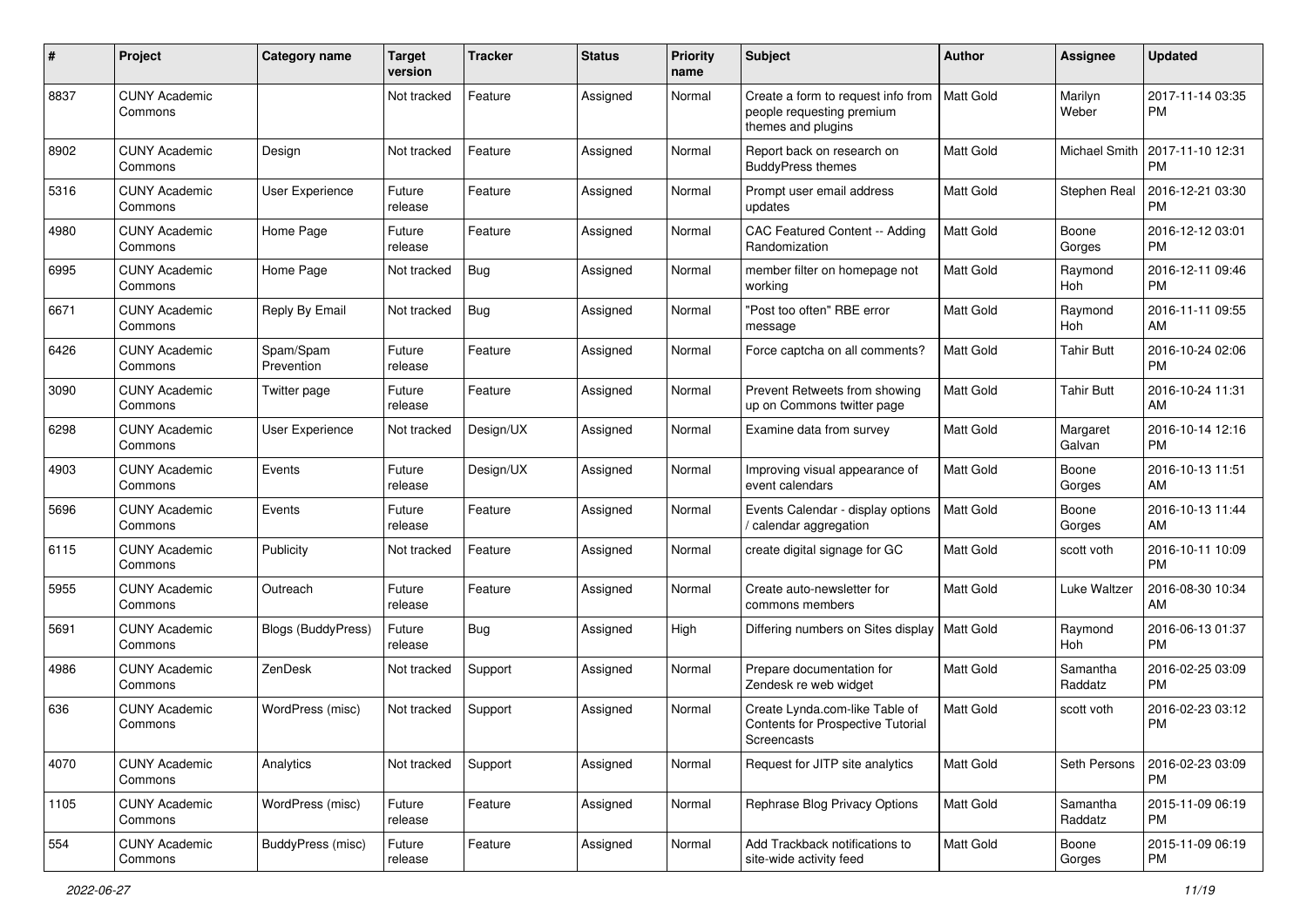| # | Project | Category name | Target version | Tracker | Status | Priority name | Subject | Author | Assignee | Updated |
|---|---|---|---|---|---|---|---|---|---|---|
| 8837 | CUNY Academic Commons | | Not tracked | Feature | Assigned | Normal | Create a form to request info from people requesting premium themes and plugins | Matt Gold | Marilyn Weber | 2017-11-14 03:35 PM |
| 8902 | CUNY Academic Commons | Design | Not tracked | Feature | Assigned | Normal | Report back on research on BuddyPress themes | Matt Gold | Michael Smith | 2017-11-10 12:31 PM |
| 5316 | CUNY Academic Commons | User Experience | Future release | Feature | Assigned | Normal | Prompt user email address updates | Matt Gold | Stephen Real | 2016-12-21 03:30 PM |
| 4980 | CUNY Academic Commons | Home Page | Future release | Feature | Assigned | Normal | CAC Featured Content -- Adding Randomization | Matt Gold | Boone Gorges | 2016-12-12 03:01 PM |
| 6995 | CUNY Academic Commons | Home Page | Not tracked | Bug | Assigned | Normal | member filter on homepage not working | Matt Gold | Raymond Hoh | 2016-12-11 09:46 PM |
| 6671 | CUNY Academic Commons | Reply By Email | Not tracked | Bug | Assigned | Normal | "Post too often" RBE error message | Matt Gold | Raymond Hoh | 2016-11-11 09:55 AM |
| 6426 | CUNY Academic Commons | Spam/Spam Prevention | Future release | Feature | Assigned | Normal | Force captcha on all comments? | Matt Gold | Tahir Butt | 2016-10-24 02:06 PM |
| 3090 | CUNY Academic Commons | Twitter page | Future release | Feature | Assigned | Normal | Prevent Retweets from showing up on Commons twitter page | Matt Gold | Tahir Butt | 2016-10-24 11:31 AM |
| 6298 | CUNY Academic Commons | User Experience | Not tracked | Design/UX | Assigned | Normal | Examine data from survey | Matt Gold | Margaret Galvan | 2016-10-14 12:16 PM |
| 4903 | CUNY Academic Commons | Events | Future release | Design/UX | Assigned | Normal | Improving visual appearance of event calendars | Matt Gold | Boone Gorges | 2016-10-13 11:51 AM |
| 5696 | CUNY Academic Commons | Events | Future release | Feature | Assigned | Normal | Events Calendar - display options / calendar aggregation | Matt Gold | Boone Gorges | 2016-10-13 11:44 AM |
| 6115 | CUNY Academic Commons | Publicity | Not tracked | Feature | Assigned | Normal | create digital signage for GC | Matt Gold | scott voth | 2016-10-11 10:09 PM |
| 5955 | CUNY Academic Commons | Outreach | Future release | Feature | Assigned | Normal | Create auto-newsletter for commons members | Matt Gold | Luke Waltzer | 2016-08-30 10:34 AM |
| 5691 | CUNY Academic Commons | Blogs (BuddyPress) | Future release | Bug | Assigned | High | Differing numbers on Sites display | Matt Gold | Raymond Hoh | 2016-06-13 01:37 PM |
| 4986 | CUNY Academic Commons | ZenDesk | Not tracked | Support | Assigned | Normal | Prepare documentation for Zendesk re web widget | Matt Gold | Samantha Raddatz | 2016-02-25 03:09 PM |
| 636 | CUNY Academic Commons | WordPress (misc) | Not tracked | Support | Assigned | Normal | Create Lynda.com-like Table of Contents for Prospective Tutorial Screencasts | Matt Gold | scott voth | 2016-02-23 03:12 PM |
| 4070 | CUNY Academic Commons | Analytics | Not tracked | Support | Assigned | Normal | Request for JITP site analytics | Matt Gold | Seth Persons | 2016-02-23 03:09 PM |
| 1105 | CUNY Academic Commons | WordPress (misc) | Future release | Feature | Assigned | Normal | Rephrase Blog Privacy Options | Matt Gold | Samantha Raddatz | 2015-11-09 06:19 PM |
| 554 | CUNY Academic Commons | BuddyPress (misc) | Future release | Feature | Assigned | Normal | Add Trackback notifications to site-wide activity feed | Matt Gold | Boone Gorges | 2015-11-09 06:19 PM |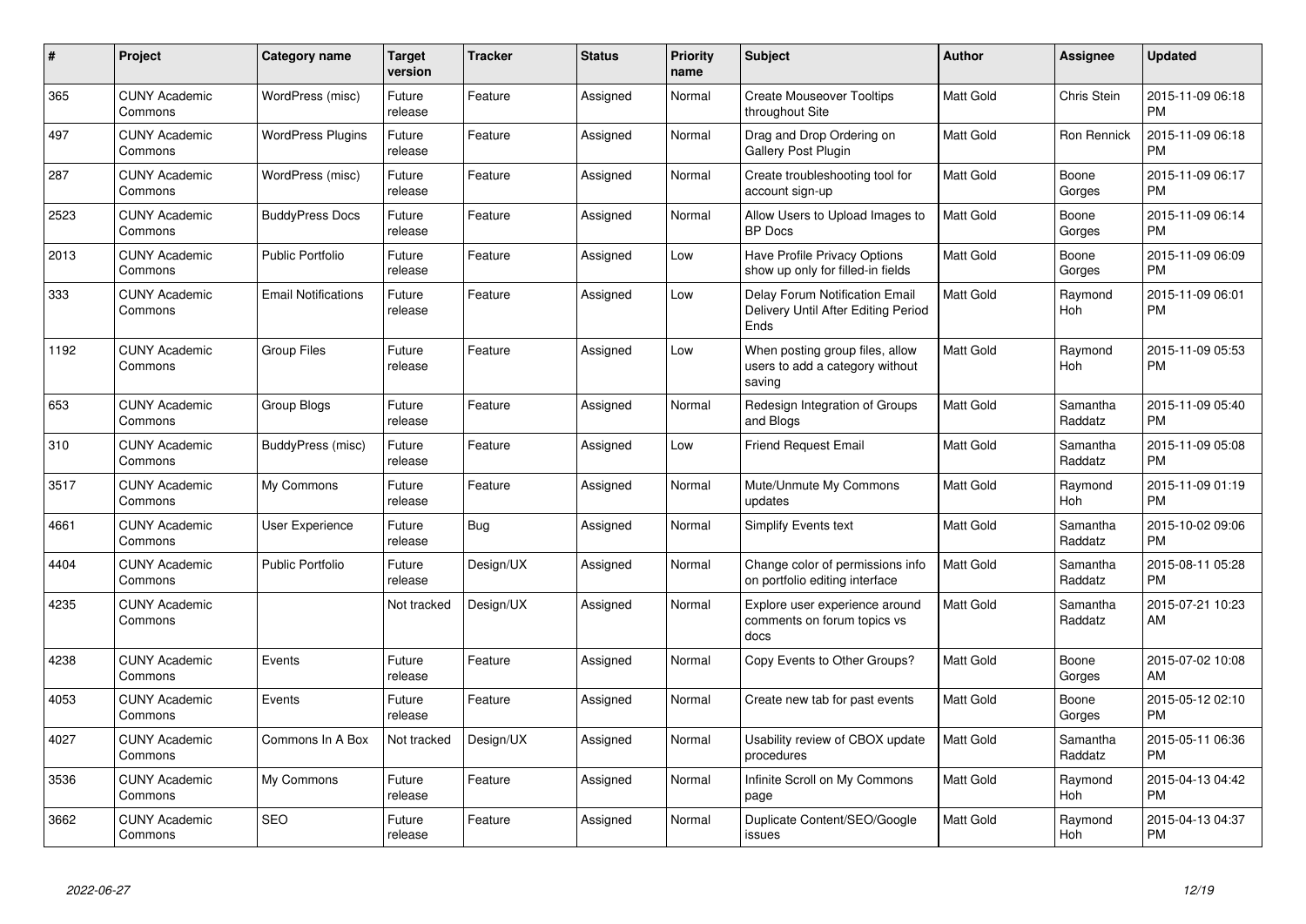| # | Project | Category name | Target version | Tracker | Status | Priority name | Subject | Author | Assignee | Updated |
|---|---|---|---|---|---|---|---|---|---|---|
| 365 | CUNY Academic Commons | WordPress (misc) | Future release | Feature | Assigned | Normal | Create Mouseover Tooltips throughout Site | Matt Gold | Chris Stein | 2015-11-09 06:18 PM |
| 497 | CUNY Academic Commons | WordPress Plugins | Future release | Feature | Assigned | Normal | Drag and Drop Ordering on Gallery Post Plugin | Matt Gold | Ron Rennick | 2015-11-09 06:18 PM |
| 287 | CUNY Academic Commons | WordPress (misc) | Future release | Feature | Assigned | Normal | Create troubleshooting tool for account sign-up | Matt Gold | Boone Gorges | 2015-11-09 06:17 PM |
| 2523 | CUNY Academic Commons | BuddyPress Docs | Future release | Feature | Assigned | Normal | Allow Users to Upload Images to BP Docs | Matt Gold | Boone Gorges | 2015-11-09 06:14 PM |
| 2013 | CUNY Academic Commons | Public Portfolio | Future release | Feature | Assigned | Low | Have Profile Privacy Options show up only for filled-in fields | Matt Gold | Boone Gorges | 2015-11-09 06:09 PM |
| 333 | CUNY Academic Commons | Email Notifications | Future release | Feature | Assigned | Low | Delay Forum Notification Email Delivery Until After Editing Period Ends | Matt Gold | Raymond Hoh | 2015-11-09 06:01 PM |
| 1192 | CUNY Academic Commons | Group Files | Future release | Feature | Assigned | Low | When posting group files, allow users to add a category without saving | Matt Gold | Raymond Hoh | 2015-11-09 05:53 PM |
| 653 | CUNY Academic Commons | Group Blogs | Future release | Feature | Assigned | Normal | Redesign Integration of Groups and Blogs | Matt Gold | Samantha Raddatz | 2015-11-09 05:40 PM |
| 310 | CUNY Academic Commons | BuddyPress (misc) | Future release | Feature | Assigned | Low | Friend Request Email | Matt Gold | Samantha Raddatz | 2015-11-09 05:08 PM |
| 3517 | CUNY Academic Commons | My Commons | Future release | Feature | Assigned | Normal | Mute/Unmute My Commons updates | Matt Gold | Raymond Hoh | 2015-11-09 01:19 PM |
| 4661 | CUNY Academic Commons | User Experience | Future release | Bug | Assigned | Normal | Simplify Events text | Matt Gold | Samantha Raddatz | 2015-10-02 09:06 PM |
| 4404 | CUNY Academic Commons | Public Portfolio | Future release | Design/UX | Assigned | Normal | Change color of permissions info on portfolio editing interface | Matt Gold | Samantha Raddatz | 2015-08-11 05:28 PM |
| 4235 | CUNY Academic Commons | | Not tracked | Design/UX | Assigned | Normal | Explore user experience around comments on forum topics vs docs | Matt Gold | Samantha Raddatz | 2015-07-21 10:23 AM |
| 4238 | CUNY Academic Commons | Events | Future release | Feature | Assigned | Normal | Copy Events to Other Groups? | Matt Gold | Boone Gorges | 2015-07-02 10:08 AM |
| 4053 | CUNY Academic Commons | Events | Future release | Feature | Assigned | Normal | Create new tab for past events | Matt Gold | Boone Gorges | 2015-05-12 02:10 PM |
| 4027 | CUNY Academic Commons | Commons In A Box | Not tracked | Design/UX | Assigned | Normal | Usability review of CBOX update procedures | Matt Gold | Samantha Raddatz | 2015-05-11 06:36 PM |
| 3536 | CUNY Academic Commons | My Commons | Future release | Feature | Assigned | Normal | Infinite Scroll on My Commons page | Matt Gold | Raymond Hoh | 2015-04-13 04:42 PM |
| 3662 | CUNY Academic Commons | SEO | Future release | Feature | Assigned | Normal | Duplicate Content/SEO/Google issues | Matt Gold | Raymond Hoh | 2015-04-13 04:37 PM |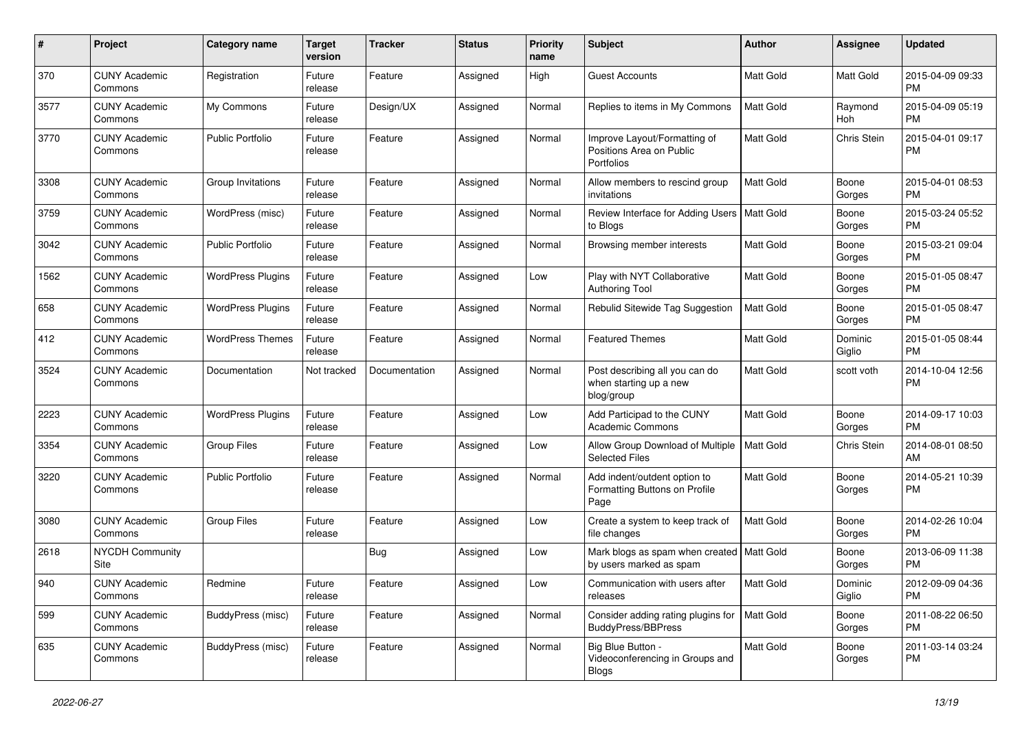| # | Project | Category name | Target version | Tracker | Status | Priority name | Subject | Author | Assignee | Updated |
|---|---|---|---|---|---|---|---|---|---|---|
| 370 | CUNY Academic Commons | Registration | Future release | Feature | Assigned | High | Guest Accounts | Matt Gold | Matt Gold | 2015-04-09 09:33 PM |
| 3577 | CUNY Academic Commons | My Commons | Future release | Design/UX | Assigned | Normal | Replies to items in My Commons | Matt Gold | Raymond Hoh | 2015-04-09 05:19 PM |
| 3770 | CUNY Academic Commons | Public Portfolio | Future release | Feature | Assigned | Normal | Improve Layout/Formatting of Positions Area on Public Portfolios | Matt Gold | Chris Stein | 2015-04-01 09:17 PM |
| 3308 | CUNY Academic Commons | Group Invitations | Future release | Feature | Assigned | Normal | Allow members to rescind group invitations | Matt Gold | Boone Gorges | 2015-04-01 08:53 PM |
| 3759 | CUNY Academic Commons | WordPress (misc) | Future release | Feature | Assigned | Normal | Review Interface for Adding Users to Blogs | Matt Gold | Boone Gorges | 2015-03-24 05:52 PM |
| 3042 | CUNY Academic Commons | Public Portfolio | Future release | Feature | Assigned | Normal | Browsing member interests | Matt Gold | Boone Gorges | 2015-03-21 09:04 PM |
| 1562 | CUNY Academic Commons | WordPress Plugins | Future release | Feature | Assigned | Low | Play with NYT Collaborative Authoring Tool | Matt Gold | Boone Gorges | 2015-01-05 08:47 PM |
| 658 | CUNY Academic Commons | WordPress Plugins | Future release | Feature | Assigned | Normal | Rebulid Sitewide Tag Suggestion | Matt Gold | Boone Gorges | 2015-01-05 08:47 PM |
| 412 | CUNY Academic Commons | WordPress Themes | Future release | Feature | Assigned | Normal | Featured Themes | Matt Gold | Dominic Giglio | 2015-01-05 08:44 PM |
| 3524 | CUNY Academic Commons | Documentation | Not tracked | Documentation | Assigned | Normal | Post describing all you can do when starting up a new blog/group | Matt Gold | scott voth | 2014-10-04 12:56 PM |
| 2223 | CUNY Academic Commons | WordPress Plugins | Future release | Feature | Assigned | Low | Add Participad to the CUNY Academic Commons | Matt Gold | Boone Gorges | 2014-09-17 10:03 PM |
| 3354 | CUNY Academic Commons | Group Files | Future release | Feature | Assigned | Low | Allow Group Download of Multiple Selected Files | Matt Gold | Chris Stein | 2014-08-01 08:50 AM |
| 3220 | CUNY Academic Commons | Public Portfolio | Future release | Feature | Assigned | Normal | Add indent/outdent option to Formatting Buttons on Profile Page | Matt Gold | Boone Gorges | 2014-05-21 10:39 PM |
| 3080 | CUNY Academic Commons | Group Files | Future release | Feature | Assigned | Low | Create a system to keep track of file changes | Matt Gold | Boone Gorges | 2014-02-26 10:04 PM |
| 2618 | NYCDH Community Site | | | Bug | Assigned | Low | Mark blogs as spam when created by users marked as spam | Matt Gold | Boone Gorges | 2013-06-09 11:38 PM |
| 940 | CUNY Academic Commons | Redmine | Future release | Feature | Assigned | Low | Communication with users after releases | Matt Gold | Dominic Giglio | 2012-09-09 04:36 PM |
| 599 | CUNY Academic Commons | BuddyPress (misc) | Future release | Feature | Assigned | Normal | Consider adding rating plugins for BuddyPress/BBPress | Matt Gold | Boone Gorges | 2011-08-22 06:50 PM |
| 635 | CUNY Academic Commons | BuddyPress (misc) | Future release | Feature | Assigned | Normal | Big Blue Button - Videoconferencing in Groups and Blogs | Matt Gold | Boone Gorges | 2011-03-14 03:24 PM |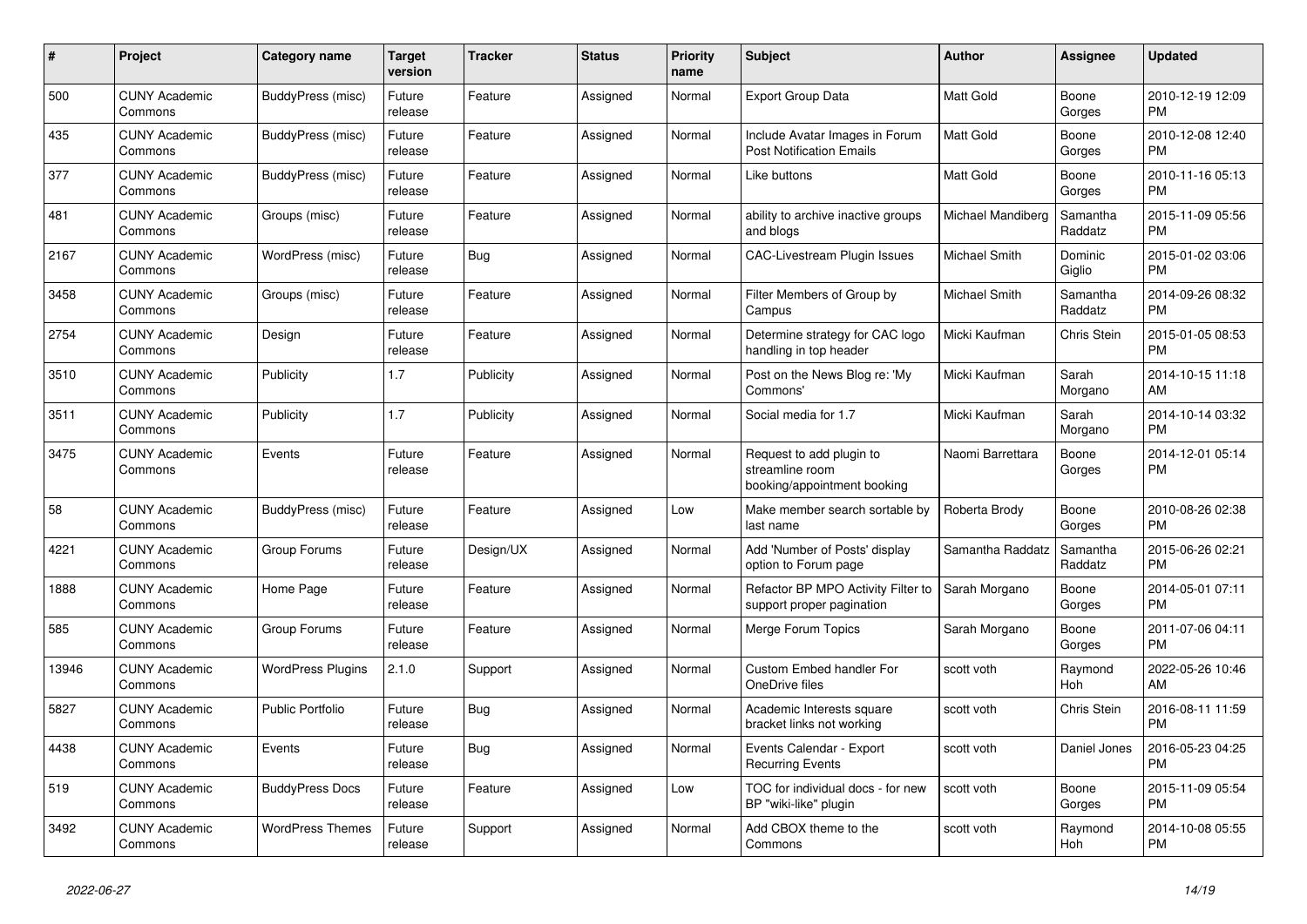| # | Project | Category name | Target version | Tracker | Status | Priority name | Subject | Author | Assignee | Updated |
|---|---|---|---|---|---|---|---|---|---|---|
| 500 | CUNY Academic Commons | BuddyPress (misc) | Future release | Feature | Assigned | Normal | Export Group Data | Matt Gold | Boone Gorges | 2010-12-19 12:09 PM |
| 435 | CUNY Academic Commons | BuddyPress (misc) | Future release | Feature | Assigned | Normal | Include Avatar Images in Forum Post Notification Emails | Matt Gold | Boone Gorges | 2010-12-08 12:40 PM |
| 377 | CUNY Academic Commons | BuddyPress (misc) | Future release | Feature | Assigned | Normal | Like buttons | Matt Gold | Boone Gorges | 2010-11-16 05:13 PM |
| 481 | CUNY Academic Commons | Groups (misc) | Future release | Feature | Assigned | Normal | ability to archive inactive groups and blogs | Michael Mandiberg | Samantha Raddatz | 2015-11-09 05:56 PM |
| 2167 | CUNY Academic Commons | WordPress (misc) | Future release | Bug | Assigned | Normal | CAC-Livestream Plugin Issues | Michael Smith | Dominic Giglio | 2015-01-02 03:06 PM |
| 3458 | CUNY Academic Commons | Groups (misc) | Future release | Feature | Assigned | Normal | Filter Members of Group by Campus | Michael Smith | Samantha Raddatz | 2014-09-26 08:32 PM |
| 2754 | CUNY Academic Commons | Design | Future release | Feature | Assigned | Normal | Determine strategy for CAC logo handling in top header | Micki Kaufman | Chris Stein | 2015-01-05 08:53 PM |
| 3510 | CUNY Academic Commons | Publicity | 1.7 | Publicity | Assigned | Normal | Post on the News Blog re: 'My Commons' | Micki Kaufman | Sarah Morgano | 2014-10-15 11:18 AM |
| 3511 | CUNY Academic Commons | Publicity | 1.7 | Publicity | Assigned | Normal | Social media for 1.7 | Micki Kaufman | Sarah Morgano | 2014-10-14 03:32 PM |
| 3475 | CUNY Academic Commons | Events | Future release | Feature | Assigned | Normal | Request to add plugin to streamline room booking/appointment booking | Naomi Barrettara | Boone Gorges | 2014-12-01 05:14 PM |
| 58 | CUNY Academic Commons | BuddyPress (misc) | Future release | Feature | Assigned | Low | Make member search sortable by last name | Roberta Brody | Boone Gorges | 2010-08-26 02:38 PM |
| 4221 | CUNY Academic Commons | Group Forums | Future release | Design/UX | Assigned | Normal | Add 'Number of Posts' display option to Forum page | Samantha Raddatz | Samantha Raddatz | 2015-06-26 02:21 PM |
| 1888 | CUNY Academic Commons | Home Page | Future release | Feature | Assigned | Normal | Refactor BP MPO Activity Filter to support proper pagination | Sarah Morgano | Boone Gorges | 2014-05-01 07:11 PM |
| 585 | CUNY Academic Commons | Group Forums | Future release | Feature | Assigned | Normal | Merge Forum Topics | Sarah Morgano | Boone Gorges | 2011-07-06 04:11 PM |
| 13946 | CUNY Academic Commons | WordPress Plugins | 2.1.0 | Support | Assigned | Normal | Custom Embed handler For OneDrive files | scott voth | Raymond Hoh | 2022-05-26 10:46 AM |
| 5827 | CUNY Academic Commons | Public Portfolio | Future release | Bug | Assigned | Normal | Academic Interests square bracket links not working | scott voth | Chris Stein | 2016-08-11 11:59 PM |
| 4438 | CUNY Academic Commons | Events | Future release | Bug | Assigned | Normal | Events Calendar - Export Recurring Events | scott voth | Daniel Jones | 2016-05-23 04:25 PM |
| 519 | CUNY Academic Commons | BuddyPress Docs | Future release | Feature | Assigned | Low | TOC for individual docs - for new BP "wiki-like" plugin | scott voth | Boone Gorges | 2015-11-09 05:54 PM |
| 3492 | CUNY Academic Commons | WordPress Themes | Future release | Support | Assigned | Normal | Add CBOX theme to the Commons | scott voth | Raymond Hoh | 2014-10-08 05:55 PM |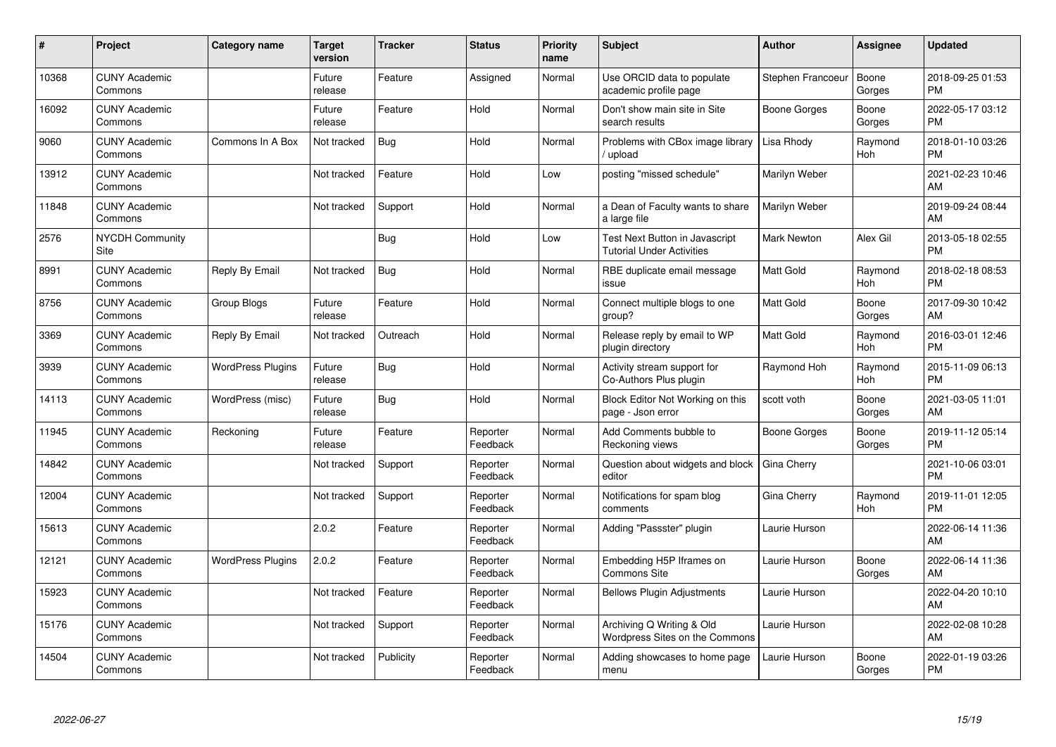| # | Project | Category name | Target version | Tracker | Status | Priority name | Subject | Author | Assignee | Updated |
|---|---|---|---|---|---|---|---|---|---|---|
| 10368 | CUNY Academic Commons | | Future release | Feature | Assigned | Normal | Use ORCID data to populate academic profile page | Stephen Francoeur | Boone Gorges | 2018-09-25 01:53 PM |
| 16092 | CUNY Academic Commons | | Future release | Feature | Hold | Normal | Don't show main site in Site search results | Boone Gorges | Boone Gorges | 2022-05-17 03:12 PM |
| 9060 | CUNY Academic Commons | Commons In A Box | Not tracked | Bug | Hold | Normal | Problems with CBox image library / upload | Lisa Rhody | Raymond Hoh | 2018-01-10 03:26 PM |
| 13912 | CUNY Academic Commons | | Not tracked | Feature | Hold | Low | posting "missed schedule" | Marilyn Weber | | 2021-02-23 10:46 AM |
| 11848 | CUNY Academic Commons | | Not tracked | Support | Hold | Normal | a Dean of Faculty wants to share a large file | Marilyn Weber | | 2019-09-24 08:44 AM |
| 2576 | NYCDH Community Site | | | Bug | Hold | Low | Test Next Button in Javascript Tutorial Under Activities | Mark Newton | Alex Gil | 2013-05-18 02:55 PM |
| 8991 | CUNY Academic Commons | Reply By Email | Not tracked | Bug | Hold | Normal | RBE duplicate email message issue | Matt Gold | Raymond Hoh | 2018-02-18 08:53 PM |
| 8756 | CUNY Academic Commons | Group Blogs | Future release | Feature | Hold | Normal | Connect multiple blogs to one group? | Matt Gold | Boone Gorges | 2017-09-30 10:42 AM |
| 3369 | CUNY Academic Commons | Reply By Email | Not tracked | Outreach | Hold | Normal | Release reply by email to WP plugin directory | Matt Gold | Raymond Hoh | 2016-03-01 12:46 PM |
| 3939 | CUNY Academic Commons | WordPress Plugins | Future release | Bug | Hold | Normal | Activity stream support for Co-Authors Plus plugin | Raymond Hoh | Raymond Hoh | 2015-11-09 06:13 PM |
| 14113 | CUNY Academic Commons | WordPress (misc) | Future release | Bug | Hold | Normal | Block Editor Not Working on this page - Json error | scott voth | Boone Gorges | 2021-03-05 11:01 AM |
| 11945 | CUNY Academic Commons | Reckoning | Future release | Feature | Reporter Feedback | Normal | Add Comments bubble to Reckoning views | Boone Gorges | Boone Gorges | 2019-11-12 05:14 PM |
| 14842 | CUNY Academic Commons | | Not tracked | Support | Reporter Feedback | Normal | Question about widgets and block editor | Gina Cherry | | 2021-10-06 03:01 PM |
| 12004 | CUNY Academic Commons | | Not tracked | Support | Reporter Feedback | Normal | Notifications for spam blog comments | Gina Cherry | Raymond Hoh | 2019-11-01 12:05 PM |
| 15613 | CUNY Academic Commons | | 2.0.2 | Feature | Reporter Feedback | Normal | Adding "Passster" plugin | Laurie Hurson | | 2022-06-14 11:36 AM |
| 12121 | CUNY Academic Commons | WordPress Plugins | 2.0.2 | Feature | Reporter Feedback | Normal | Embedding H5P Iframes on Commons Site | Laurie Hurson | Boone Gorges | 2022-06-14 11:36 AM |
| 15923 | CUNY Academic Commons | | Not tracked | Feature | Reporter Feedback | Normal | Bellows Plugin Adjustments | Laurie Hurson | | 2022-04-20 10:10 AM |
| 15176 | CUNY Academic Commons | | Not tracked | Support | Reporter Feedback | Normal | Archiving Q Writing & Old Wordpress Sites on the Commons | Laurie Hurson | | 2022-02-08 10:28 AM |
| 14504 | CUNY Academic Commons | | Not tracked | Publicity | Reporter Feedback | Normal | Adding showcases to home page menu | Laurie Hurson | Boone Gorges | 2022-01-19 03:26 PM |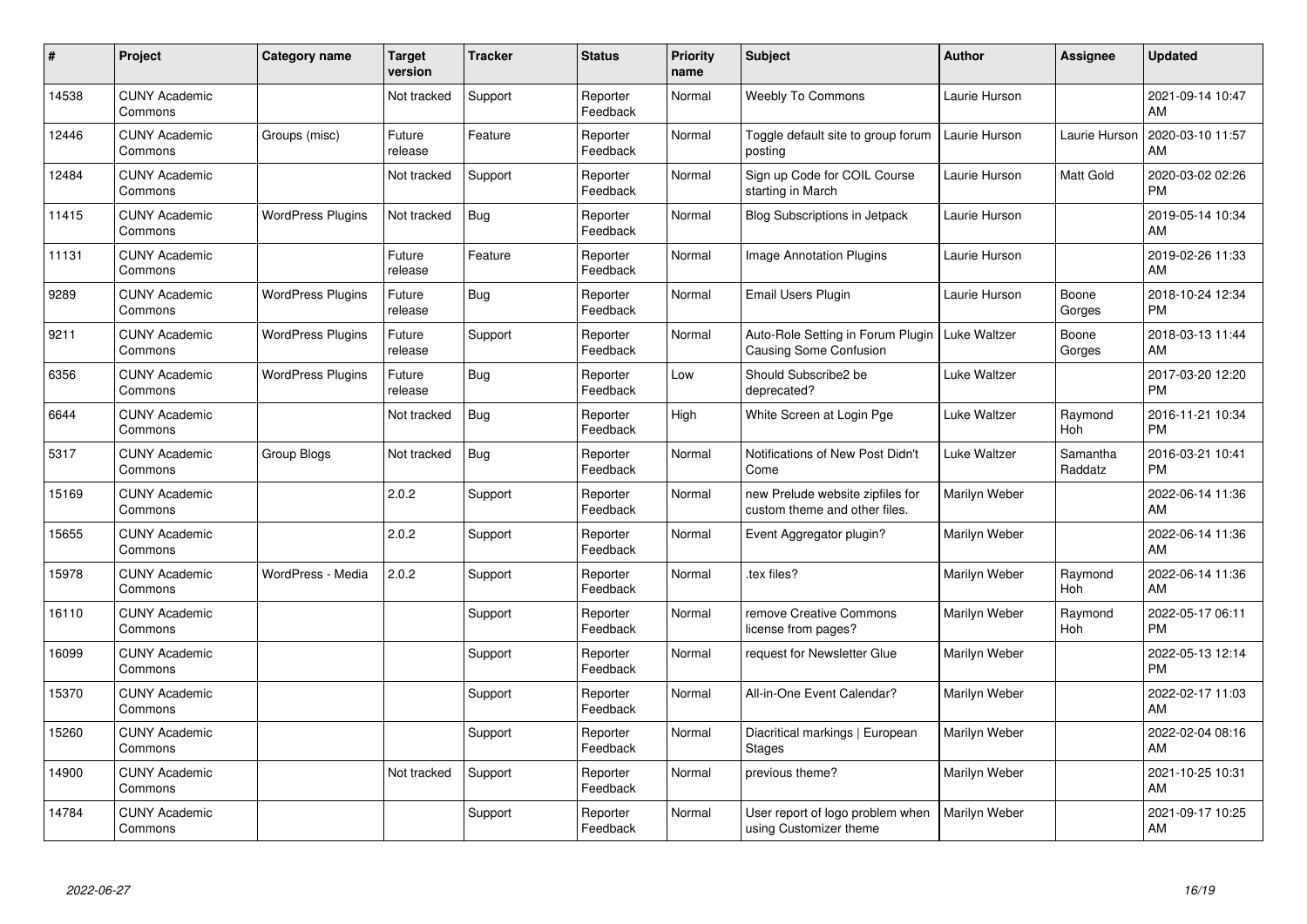| # | Project | Category name | Target version | Tracker | Status | Priority name | Subject | Author | Assignee | Updated |
|---|---|---|---|---|---|---|---|---|---|---|
| 14538 | CUNY Academic Commons | | Not tracked | Support | Reporter Feedback | Normal | Weebly To Commons | Laurie Hurson | | 2021-09-14 10:47 AM |
| 12446 | CUNY Academic Commons | Groups (misc) | Future release | Feature | Reporter Feedback | Normal | Toggle default site to group forum posting | Laurie Hurson | Laurie Hurson | 2020-03-10 11:57 AM |
| 12484 | CUNY Academic Commons | | Not tracked | Support | Reporter Feedback | Normal | Sign up Code for COIL Course starting in March | Laurie Hurson | Matt Gold | 2020-03-02 02:26 PM |
| 11415 | CUNY Academic Commons | WordPress Plugins | Not tracked | Bug | Reporter Feedback | Normal | Blog Subscriptions in Jetpack | Laurie Hurson | | 2019-05-14 10:34 AM |
| 11131 | CUNY Academic Commons | | Future release | Feature | Reporter Feedback | Normal | Image Annotation Plugins | Laurie Hurson | | 2019-02-26 11:33 AM |
| 9289 | CUNY Academic Commons | WordPress Plugins | Future release | Bug | Reporter Feedback | Normal | Email Users Plugin | Laurie Hurson | Boone Gorges | 2018-10-24 12:34 PM |
| 9211 | CUNY Academic Commons | WordPress Plugins | Future release | Support | Reporter Feedback | Normal | Auto-Role Setting in Forum Plugin Causing Some Confusion | Luke Waltzer | Boone Gorges | 2018-03-13 11:44 AM |
| 6356 | CUNY Academic Commons | WordPress Plugins | Future release | Bug | Reporter Feedback | Low | Should Subscribe2 be deprecated? | Luke Waltzer | | 2017-03-20 12:20 PM |
| 6644 | CUNY Academic Commons | | Not tracked | Bug | Reporter Feedback | High | White Screen at Login Pge | Luke Waltzer | Raymond Hoh | 2016-11-21 10:34 PM |
| 5317 | CUNY Academic Commons | Group Blogs | Not tracked | Bug | Reporter Feedback | Normal | Notifications of New Post Didn't Come | Luke Waltzer | Samantha Raddatz | 2016-03-21 10:41 PM |
| 15169 | CUNY Academic Commons | | 2.0.2 | Support | Reporter Feedback | Normal | new Prelude website zipfiles for custom theme and other files. | Marilyn Weber | | 2022-06-14 11:36 AM |
| 15655 | CUNY Academic Commons | | 2.0.2 | Support | Reporter Feedback | Normal | Event Aggregator plugin? | Marilyn Weber | | 2022-06-14 11:36 AM |
| 15978 | CUNY Academic Commons | WordPress - Media | 2.0.2 | Support | Reporter Feedback | Normal | .tex files? | Marilyn Weber | Raymond Hoh | 2022-06-14 11:36 AM |
| 16110 | CUNY Academic Commons | | | Support | Reporter Feedback | Normal | remove Creative Commons license from pages? | Marilyn Weber | Raymond Hoh | 2022-05-17 06:11 PM |
| 16099 | CUNY Academic Commons | | | Support | Reporter Feedback | Normal | request for Newsletter Glue | Marilyn Weber | | 2022-05-13 12:14 PM |
| 15370 | CUNY Academic Commons | | | Support | Reporter Feedback | Normal | All-in-One Event Calendar? | Marilyn Weber | | 2022-02-17 11:03 AM |
| 15260 | CUNY Academic Commons | | | Support | Reporter Feedback | Normal | Diacritical markings \| European Stages | Marilyn Weber | | 2022-02-04 08:16 AM |
| 14900 | CUNY Academic Commons | | Not tracked | Support | Reporter Feedback | Normal | previous theme? | Marilyn Weber | | 2021-10-25 10:31 AM |
| 14784 | CUNY Academic Commons | | | Support | Reporter Feedback | Normal | User report of logo problem when using Customizer theme | Marilyn Weber | | 2021-09-17 10:25 AM |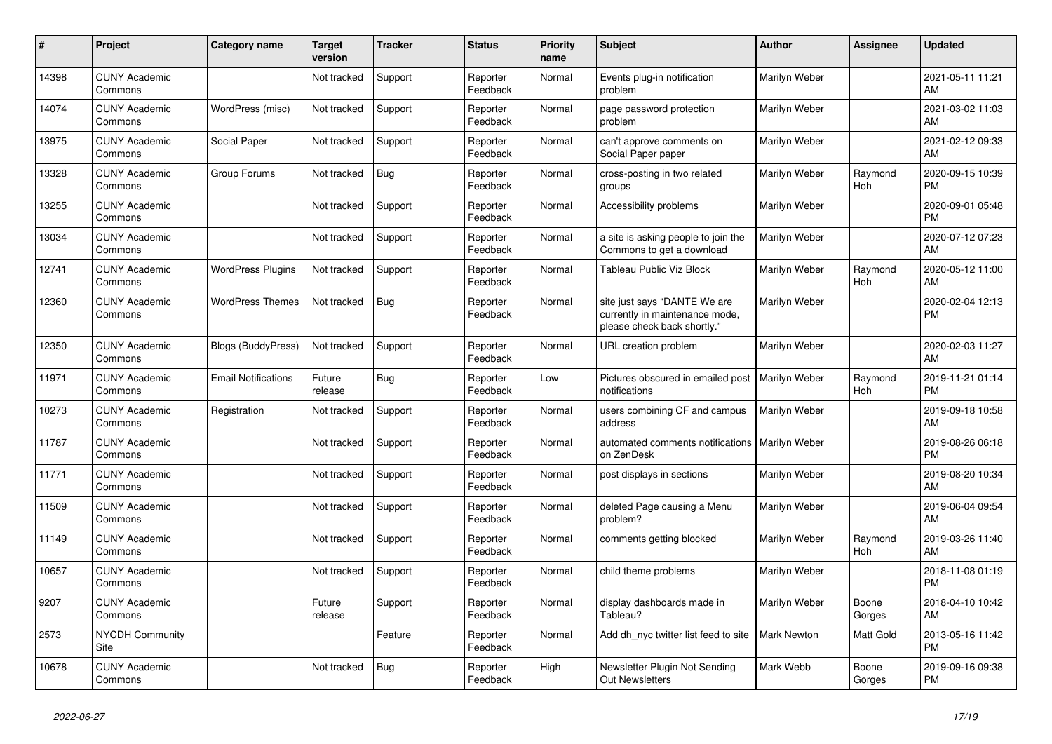| # | Project | Category name | Target version | Tracker | Status | Priority name | Subject | Author | Assignee | Updated |
|---|---|---|---|---|---|---|---|---|---|---|
| 14398 | CUNY Academic Commons | | Not tracked | Support | Reporter Feedback | Normal | Events plug-in notification problem | Marilyn Weber | | 2021-05-11 11:21 AM |
| 14074 | CUNY Academic Commons | WordPress (misc) | Not tracked | Support | Reporter Feedback | Normal | page password protection problem | Marilyn Weber | | 2021-03-02 11:03 AM |
| 13975 | CUNY Academic Commons | Social Paper | Not tracked | Support | Reporter Feedback | Normal | can't approve comments on Social Paper paper | Marilyn Weber | | 2021-02-12 09:33 AM |
| 13328 | CUNY Academic Commons | Group Forums | Not tracked | Bug | Reporter Feedback | Normal | cross-posting in two related groups | Marilyn Weber | Raymond Hoh | 2020-09-15 10:39 PM |
| 13255 | CUNY Academic Commons | | Not tracked | Support | Reporter Feedback | Normal | Accessibility problems | Marilyn Weber | | 2020-09-01 05:48 PM |
| 13034 | CUNY Academic Commons | | Not tracked | Support | Reporter Feedback | Normal | a site is asking people to join the Commons to get a download | Marilyn Weber | | 2020-07-12 07:23 AM |
| 12741 | CUNY Academic Commons | WordPress Plugins | Not tracked | Support | Reporter Feedback | Normal | Tableau Public Viz Block | Marilyn Weber | Raymond Hoh | 2020-05-12 11:00 AM |
| 12360 | CUNY Academic Commons | WordPress Themes | Not tracked | Bug | Reporter Feedback | Normal | site just says "DANTE We are currently in maintenance mode, please check back shortly." | Marilyn Weber | | 2020-02-04 12:13 PM |
| 12350 | CUNY Academic Commons | Blogs (BuddyPress) | Not tracked | Support | Reporter Feedback | Normal | URL creation problem | Marilyn Weber | | 2020-02-03 11:27 AM |
| 11971 | CUNY Academic Commons | Email Notifications | Future release | Bug | Reporter Feedback | Low | Pictures obscured in emailed post notifications | Marilyn Weber | Raymond Hoh | 2019-11-21 01:14 PM |
| 10273 | CUNY Academic Commons | Registration | Not tracked | Support | Reporter Feedback | Normal | users combining CF and campus address | Marilyn Weber | | 2019-09-18 10:58 AM |
| 11787 | CUNY Academic Commons | | Not tracked | Support | Reporter Feedback | Normal | automated comments notifications on ZenDesk | Marilyn Weber | | 2019-08-26 06:18 PM |
| 11771 | CUNY Academic Commons | | Not tracked | Support | Reporter Feedback | Normal | post displays in sections | Marilyn Weber | | 2019-08-20 10:34 AM |
| 11509 | CUNY Academic Commons | | Not tracked | Support | Reporter Feedback | Normal | deleted Page causing a Menu problem? | Marilyn Weber | | 2019-06-04 09:54 AM |
| 11149 | CUNY Academic Commons | | Not tracked | Support | Reporter Feedback | Normal | comments getting blocked | Marilyn Weber | Raymond Hoh | 2019-03-26 11:40 AM |
| 10657 | CUNY Academic Commons | | Not tracked | Support | Reporter Feedback | Normal | child theme problems | Marilyn Weber | | 2018-11-08 01:19 PM |
| 9207 | CUNY Academic Commons | | Future release | Support | Reporter Feedback | Normal | display dashboards made in Tableau? | Marilyn Weber | Boone Gorges | 2018-04-10 10:42 AM |
| 2573 | NYCDH Community Site | | | Feature | Reporter Feedback | Normal | Add dh_nyc twitter list feed to site | Mark Newton | Matt Gold | 2013-05-16 11:42 PM |
| 10678 | CUNY Academic Commons | | Not tracked | Bug | Reporter Feedback | High | Newsletter Plugin Not Sending Out Newsletters | Mark Webb | Boone Gorges | 2019-09-16 09:38 PM |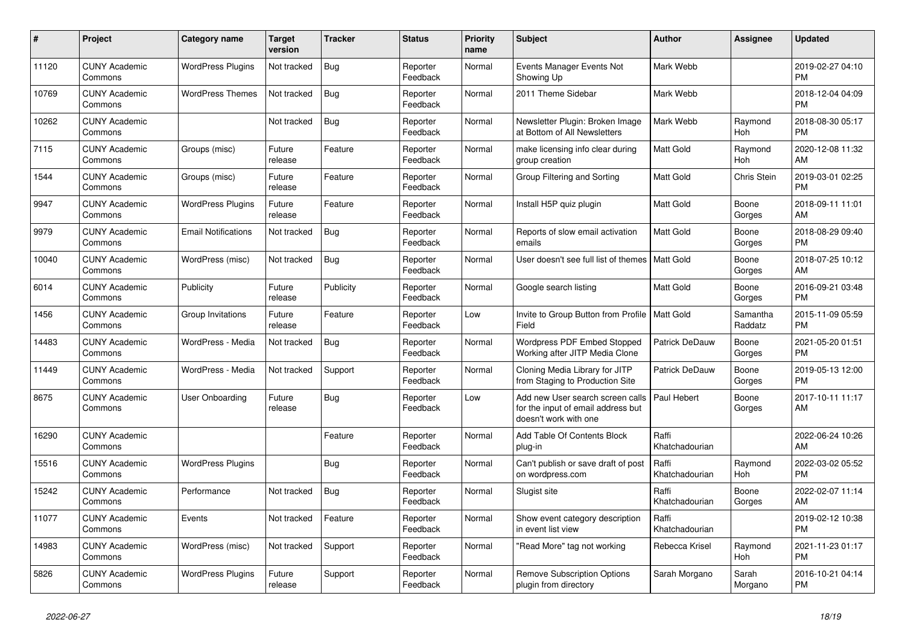| # | Project | Category name | Target version | Tracker | Status | Priority name | Subject | Author | Assignee | Updated |
|---|---|---|---|---|---|---|---|---|---|---|
| 11120 | CUNY Academic Commons | WordPress Plugins | Not tracked | Bug | Reporter Feedback | Normal | Events Manager Events Not Showing Up | Mark Webb | | 2019-02-27 04:10 PM |
| 10769 | CUNY Academic Commons | WordPress Themes | Not tracked | Bug | Reporter Feedback | Normal | 2011 Theme Sidebar | Mark Webb | | 2018-12-04 04:09 PM |
| 10262 | CUNY Academic Commons | | Not tracked | Bug | Reporter Feedback | Normal | Newsletter Plugin: Broken Image at Bottom of All Newsletters | Mark Webb | Raymond Hoh | 2018-08-30 05:17 PM |
| 7115 | CUNY Academic Commons | Groups (misc) | Future release | Feature | Reporter Feedback | Normal | make licensing info clear during group creation | Matt Gold | Raymond Hoh | 2020-12-08 11:32 AM |
| 1544 | CUNY Academic Commons | Groups (misc) | Future release | Feature | Reporter Feedback | Normal | Group Filtering and Sorting | Matt Gold | Chris Stein | 2019-03-01 02:25 PM |
| 9947 | CUNY Academic Commons | WordPress Plugins | Future release | Feature | Reporter Feedback | Normal | Install H5P quiz plugin | Matt Gold | Boone Gorges | 2018-09-11 11:01 AM |
| 9979 | CUNY Academic Commons | Email Notifications | Not tracked | Bug | Reporter Feedback | Normal | Reports of slow email activation emails | Matt Gold | Boone Gorges | 2018-08-29 09:40 PM |
| 10040 | CUNY Academic Commons | WordPress (misc) | Not tracked | Bug | Reporter Feedback | Normal | User doesn't see full list of themes | Matt Gold | Boone Gorges | 2018-07-25 10:12 AM |
| 6014 | CUNY Academic Commons | Publicity | Future release | Publicity | Reporter Feedback | Normal | Google search listing | Matt Gold | Boone Gorges | 2016-09-21 03:48 PM |
| 1456 | CUNY Academic Commons | Group Invitations | Future release | Feature | Reporter Feedback | Low | Invite to Group Button from Profile Field | Matt Gold | Samantha Raddatz | 2015-11-09 05:59 PM |
| 14483 | CUNY Academic Commons | WordPress - Media | Not tracked | Bug | Reporter Feedback | Normal | Wordpress PDF Embed Stopped Working after JITP Media Clone | Patrick DeDauw | Boone Gorges | 2021-05-20 01:51 PM |
| 11449 | CUNY Academic Commons | WordPress - Media | Not tracked | Support | Reporter Feedback | Normal | Cloning Media Library for JITP from Staging to Production Site | Patrick DeDauw | Boone Gorges | 2019-05-13 12:00 PM |
| 8675 | CUNY Academic Commons | User Onboarding | Future release | Bug | Reporter Feedback | Low | Add new User search screen calls for the input of email address but doesn't work with one | Paul Hebert | Boone Gorges | 2017-10-11 11:17 AM |
| 16290 | CUNY Academic Commons | | | Feature | Reporter Feedback | Normal | Add Table Of Contents Block plug-in | Raffi Khatchadourian | | 2022-06-24 10:26 AM |
| 15516 | CUNY Academic Commons | WordPress Plugins | | Bug | Reporter Feedback | Normal | Can't publish or save draft of post on wordpress.com | Raffi Khatchadourian | Raymond Hoh | 2022-03-02 05:52 PM |
| 15242 | CUNY Academic Commons | Performance | Not tracked | Bug | Reporter Feedback | Normal | Slugist site | Raffi Khatchadourian | Boone Gorges | 2022-02-07 11:14 AM |
| 11077 | CUNY Academic Commons | Events | Not tracked | Feature | Reporter Feedback | Normal | Show event category description in event list view | Raffi Khatchadourian | | 2019-02-12 10:38 PM |
| 14983 | CUNY Academic Commons | WordPress (misc) | Not tracked | Support | Reporter Feedback | Normal | "Read More" tag not working | Rebecca Krisel | Raymond Hoh | 2021-11-23 01:17 PM |
| 5826 | CUNY Academic Commons | WordPress Plugins | Future release | Support | Reporter Feedback | Normal | Remove Subscription Options plugin from directory | Sarah Morgano | Sarah Morgano | 2016-10-21 04:14 PM |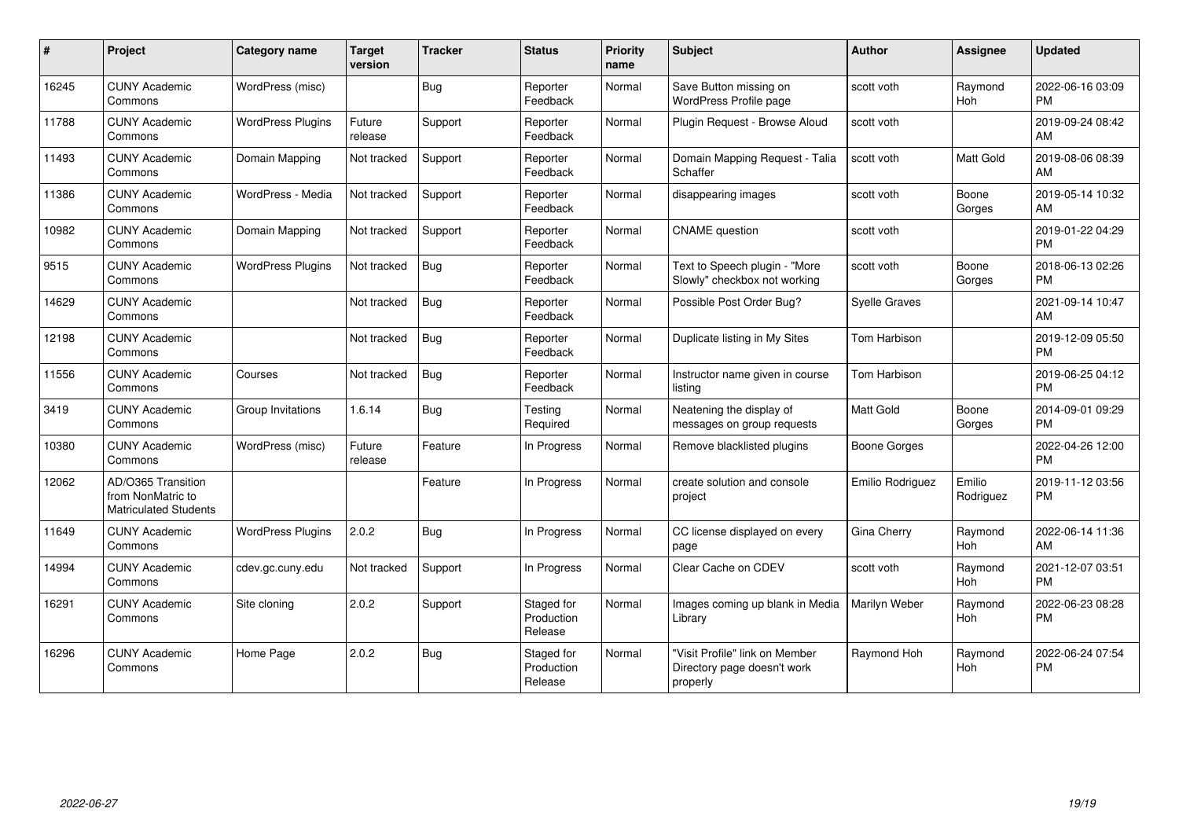| # | Project | Category name | Target version | Tracker | Status | Priority name | Subject | Author | Assignee | Updated |
|---|---|---|---|---|---|---|---|---|---|---|
| 16245 | CUNY Academic Commons | WordPress (misc) | | Bug | Reporter Feedback | Normal | Save Button missing on WordPress Profile page | scott voth | Raymond Hoh | 2022-06-16 03:09 PM |
| 11788 | CUNY Academic Commons | WordPress Plugins | Future release | Support | Reporter Feedback | Normal | Plugin Request - Browse Aloud | scott voth | | 2019-09-24 08:42 AM |
| 11493 | CUNY Academic Commons | Domain Mapping | Not tracked | Support | Reporter Feedback | Normal | Domain Mapping Request - Talia Schaffer | scott voth | Matt Gold | 2019-08-06 08:39 AM |
| 11386 | CUNY Academic Commons | WordPress - Media | Not tracked | Support | Reporter Feedback | Normal | disappearing images | scott voth | Boone Gorges | 2019-05-14 10:32 AM |
| 10982 | CUNY Academic Commons | Domain Mapping | Not tracked | Support | Reporter Feedback | Normal | CNAME question | scott voth | | 2019-01-22 04:29 PM |
| 9515 | CUNY Academic Commons | WordPress Plugins | Not tracked | Bug | Reporter Feedback | Normal | Text to Speech plugin - "More Slowly" checkbox not working | scott voth | Boone Gorges | 2018-06-13 02:26 PM |
| 14629 | CUNY Academic Commons | | Not tracked | Bug | Reporter Feedback | Normal | Possible Post Order Bug? | Syelle Graves | | 2021-09-14 10:47 AM |
| 12198 | CUNY Academic Commons | | Not tracked | Bug | Reporter Feedback | Normal | Duplicate listing in My Sites | Tom Harbison | | 2019-12-09 05:50 PM |
| 11556 | CUNY Academic Commons | Courses | Not tracked | Bug | Reporter Feedback | Normal | Instructor name given in course listing | Tom Harbison | | 2019-06-25 04:12 PM |
| 3419 | CUNY Academic Commons | Group Invitations | 1.6.14 | Bug | Testing Required | Normal | Neatening the display of messages on group requests | Matt Gold | Boone Gorges | 2014-09-01 09:29 PM |
| 10380 | CUNY Academic Commons | WordPress (misc) | Future release | Feature | In Progress | Normal | Remove blacklisted plugins | Boone Gorges | | 2022-04-26 12:00 PM |
| 12062 | AD/O365 Transition from NonMatric to Matriculated Students | | | Feature | In Progress | Normal | create solution and console project | Emilio Rodriguez | Emilio Rodriguez | 2019-11-12 03:56 PM |
| 11649 | CUNY Academic Commons | WordPress Plugins | 2.0.2 | Bug | In Progress | Normal | CC license displayed on every page | Gina Cherry | Raymond Hoh | 2022-06-14 11:36 AM |
| 14994 | CUNY Academic Commons | cdev.gc.cuny.edu | Not tracked | Support | In Progress | Normal | Clear Cache on CDEV | scott voth | Raymond Hoh | 2021-12-07 03:51 PM |
| 16291 | CUNY Academic Commons | Site cloning | 2.0.2 | Support | Staged for Production Release | Normal | Images coming up blank in Media Library | Marilyn Weber | Raymond Hoh | 2022-06-23 08:28 PM |
| 16296 | CUNY Academic Commons | Home Page | 2.0.2 | Bug | Staged for Production Release | Normal | "Visit Profile" link on Member Directory page doesn't work properly | Raymond Hoh | Raymond Hoh | 2022-06-24 07:54 PM |